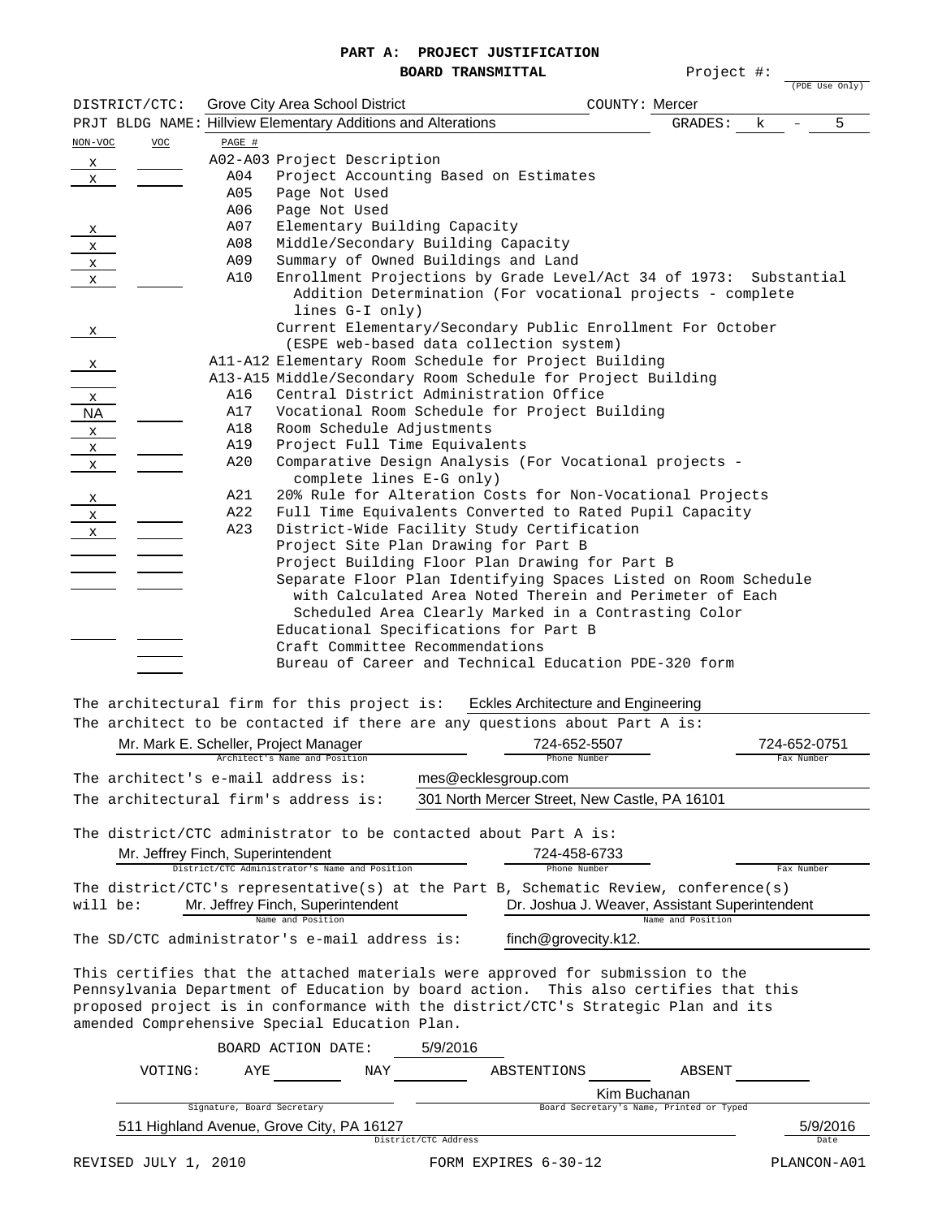# PART A: PROJECT JUSTIFICATION

## BOARD TRANSMITTAL

Project #: ______ (PDE Use Only)

DISTRICT/CTC: Grove City Area School District    COUNTY: Mercer

PRJT BLDG NAME: Hillview Elementary Additions and Alterations    GRADES: k - 5

| NON-VOC | VOC | PAGE # | |
|---|---|---|---|
| x | | A02-A03 | Project Description |
| x | | A04 | Project Accounting Based on Estimates |
| | | A05 | Page Not Used |
| | | A06 | Page Not Used |
| x | | A07 | Elementary Building Capacity |
| x | | A08 | Middle/Secondary Building Capacity |
| x | | A09 | Summary of Owned Buildings and Land |
| x | | A10 | Enrollment Projections by Grade Level/Act 34 of 1973: Substantial Addition Determination (For vocational projects - complete lines G-I only) |
| x | | | Current Elementary/Secondary Public Enrollment For October (ESPE web-based data collection system) |
| x | | A11-A12 | Elementary Room Schedule for Project Building |
| | | A13-A15 | Middle/Secondary Room Schedule for Project Building |
| x | | A16 | Central District Administration Office |
| NA | | A17 | Vocational Room Schedule for Project Building |
| x | | A18 | Room Schedule Adjustments |
| x | | A19 | Project Full Time Equivalents |
| x | | A20 | Comparative Design Analysis (For Vocational projects - complete lines E-G only) |
| x | | A21 | 20% Rule for Alteration Costs for Non-Vocational Projects |
| x | | A22 | Full Time Equivalents Converted to Rated Pupil Capacity |
| x | | A23 | District-Wide Facility Study Certification |
| | | | Project Site Plan Drawing for Part B |
| | | | Project Building Floor Plan Drawing for Part B |
| | | | Separate Floor Plan Identifying Spaces Listed on Room Schedule with Calculated Area Noted Therein and Perimeter of Each Scheduled Area Clearly Marked in a Contrasting Color |
| | | | Educational Specifications for Part B |
| | | | Craft Committee Recommendations |
| | | | Bureau of Career and Technical Education PDE-320 form |

The architectural firm for this project is: Eckles Architecture and Engineering

The architect to be contacted if there are any questions about Part A is:

| Architect's Name and Position | Phone Number | Fax Number |
|---|---|---|
| Mr. Mark E. Scheller, Project Manager | 724-652-5507 | 724-652-0751 |

The architect's e-mail address is: mes@ecklesgroup.com

The architectural firm's address is: 301 North Mercer Street, New Castle, PA 16101

The district/CTC administrator to be contacted about Part A is:

| District/CTC Administrator's Name and Position | Phone Number | Fax Number |
|---|---|---|
| Mr. Jeffrey Finch, Superintendent | 724-458-6733 | |

The district/CTC's representative(s) at the Part B, Schematic Review, conference(s) will be: Mr. Jeffrey Finch, Superintendent (Name and Position); Dr. Joshua J. Weaver, Assistant Superintendent (Name and Position)

The SD/CTC administrator's e-mail address is: finch@grovecity.k12.

This certifies that the attached materials were approved for submission to the Pennsylvania Department of Education by board action. This also certifies that this proposed project is in conformance with the district/CTC's Strategic Plan and its amended Comprehensive Special Education Plan.

BOARD ACTION DATE: 5/9/2016

VOTING: AYE ______ NAY ______ ABSTENTIONS ______ ABSENT ______

Signature, Board Secretary: ______    Board Secretary's Name, Printed or Typed: Kim Buchanan

District/CTC Address: 511 Highland Avenue, Grove City, PA 16127    Date: 5/9/2016

REVISED JULY 1, 2010    FORM EXPIRES 6-30-12    PLANCON-A01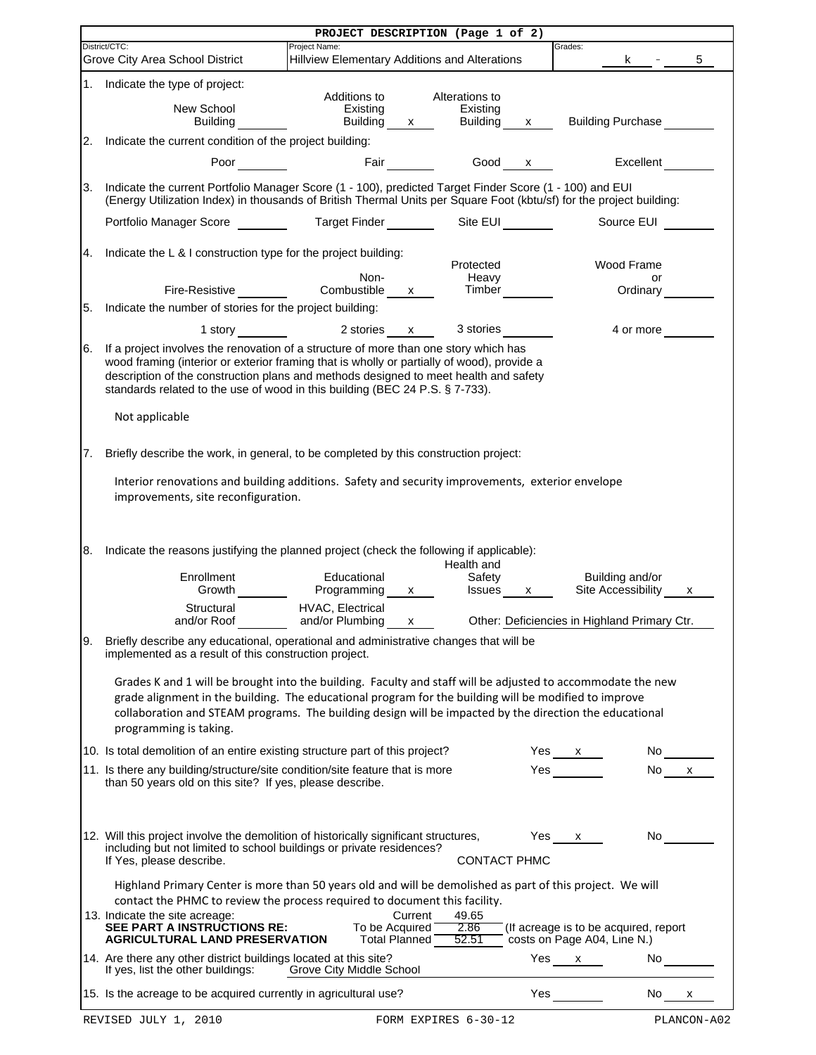# PROJECT DESCRIPTION (Page 1 of 2)

| District/CTC: | Project Name: | Grades: |
|---|---|---|
| Grove City Area School District | Hillview Elementary Additions and Alterations | k - 5 |

1. Indicate the type of project:

| New School Building | Additions to Existing Building | Alterations to Existing Building | Building Purchase |
|---|---|---|---|
| | x | x | |

2. Indicate the current condition of the project building:

| Poor | Fair | Good | Excellent |
|---|---|---|---|
| | | x | |

3. Indicate the current Portfolio Manager Score (1 - 100), predicted Target Finder Score (1 - 100) and EUI (Energy Utilization Index) in thousands of British Thermal Units per Square Foot (kbtu/sf) for the project building:

| Portfolio Manager Score | Target Finder | Site EUI | Source EUI |
|---|---|---|---|
| | | | |

4. Indicate the L & I construction type for the project building:

| Fire-Resistive | Non-Combustible | Protected Heavy Timber | Wood Frame or Ordinary |
|---|---|---|---|
| | x | | |

5. Indicate the number of stories for the project building:

| 1 story | 2 stories | 3 stories | 4 or more |
|---|---|---|---|
| | x | | |

6. If a project involves the renovation of a structure of more than one story which has wood framing (interior or exterior framing that is wholly or partially of wood), provide a description of the construction plans and methods designed to meet health and safety standards related to the use of wood in this building (BEC 24 P.S. § 7-733).

   Not applicable

7. Briefly describe the work, in general, to be completed by this construction project:

   Interior renovations and building additions. Safety and security improvements, exterior envelope improvements, site reconfiguration.

8. Indicate the reasons justifying the planned project (check the following if applicable):

| Enrollment Growth | Educational Programming | Health and Safety Issues | Building and/or Site Accessibility |
|---|---|---|---|
| | x | x | x |

| Structural and/or Roof | HVAC, Electrical and/or Plumbing | Other |
|---|---|---|
| | x | Deficiencies in Highland Primary Ctr. |

9. Briefly describe any educational, operational and administrative changes that will be implemented as a result of this construction project.

   Grades K and 1 will be brought into the building. Faculty and staff will be adjusted to accommodate the new grade alignment in the building. The educational program for the building will be modified to improve collaboration and STEAM programs. The building design will be impacted by the direction the educational programming is taking.

10. Is total demolition of an entire existing structure part of this project? Yes x No ___

11. Is there any building/structure/site condition/site feature that is more than 50 years old on this site? If yes, please describe. Yes ___ No x

12. Will this project involve the demolition of historically significant structures, including but not limited to school buildings or private residences? If Yes, please describe. Yes x No ___

    CONTACT PHMC

    Highland Primary Center is more than 50 years old and will be demolished as part of this project. We will contact the PHMC to review the process required to document this facility.

13. Indicate the site acreage:
    **SEE PART A INSTRUCTIONS RE: AGRICULTURAL LAND PRESERVATION**

| | Acreage |
|---|---|
| Current | 49.65 |
| To be Acquired | 2.86 |
| Total Planned | 52.51 |

    (If acreage is to be acquired, report costs on Page A04, Line N.)

14. Are there any other district buildings located at this site? Yes x No ___
    If yes, list the other buildings: Grove City Middle School

15. Is the acreage to be acquired currently in agricultural use? Yes ___ No x

REVISED JULY 1, 2010 FORM EXPIRES 6-30-12 PLANCON-A02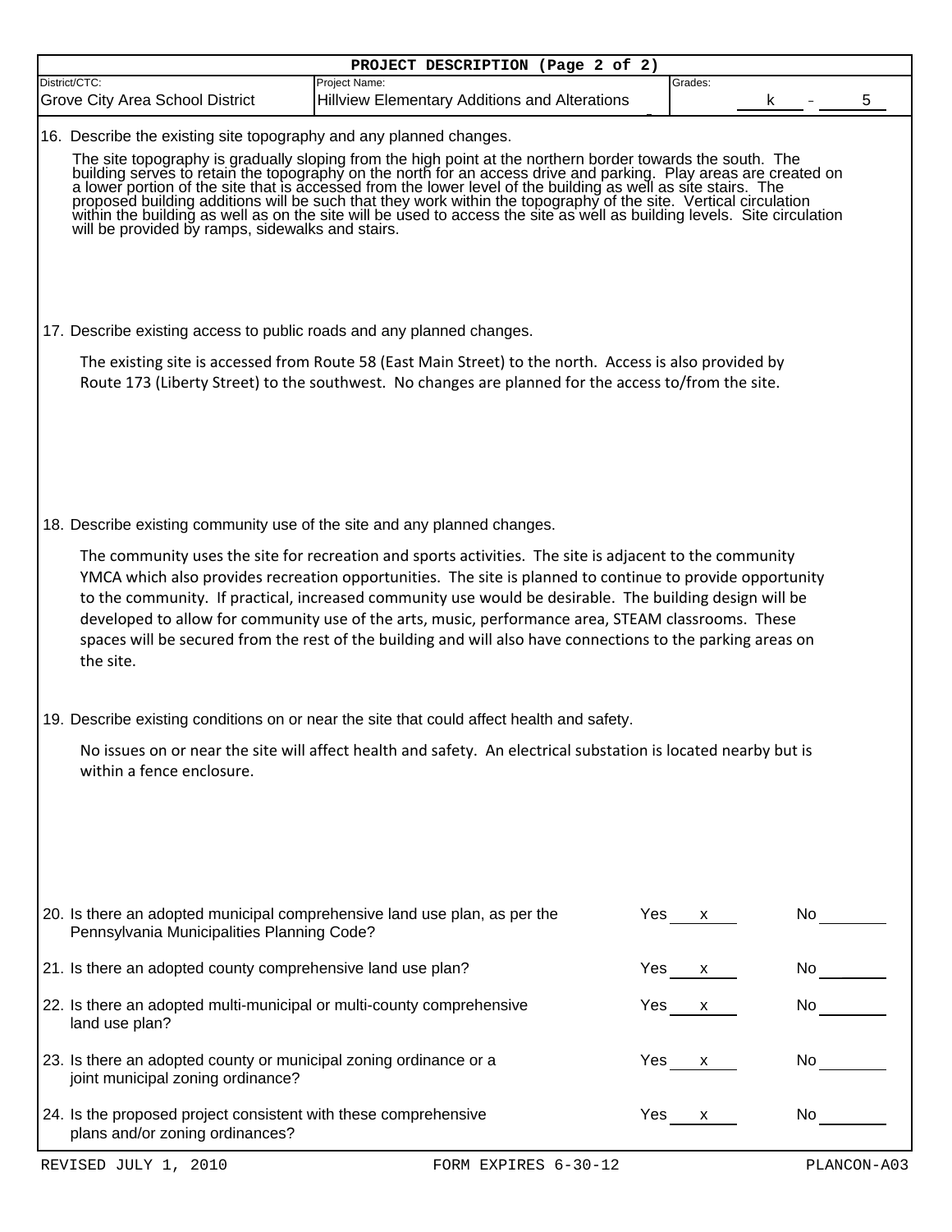# PROJECT DESCRIPTION (Page 2 of 2)

| District/CTC: | Project Name: | Grades: |
|---|---|---|
| Grove City Area School District | Hillview Elementary Additions and Alterations | k - 5 |

16. Describe the existing site topography and any planned changes.

The site topography is gradually sloping from the high point at the northern border towards the south. The building serves to retain the topography on the north for an access drive and parking. Play areas are created on a lower portion of the site that is accessed from the lower level of the building as well as site stairs. The proposed building additions will be such that they work within the topography of the site. Vertical circulation within the building as well as on the site will be used to access the site as well as building levels. Site circulation will be provided by ramps, sidewalks and stairs.

17. Describe existing access to public roads and any planned changes.

The existing site is accessed from Route 58 (East Main Street) to the north. Access is also provided by Route 173 (Liberty Street) to the southwest. No changes are planned for the access to/from the site.

18. Describe existing community use of the site and any planned changes.

The community uses the site for recreation and sports activities. The site is adjacent to the community YMCA which also provides recreation opportunities. The site is planned to continue to provide opportunity to the community. If practical, increased community use would be desirable. The building design will be developed to allow for community use of the arts, music, performance area, STEAM classrooms. These spaces will be secured from the rest of the building and will also have connections to the parking areas on the site.

19. Describe existing conditions on or near the site that could affect health and safety.

No issues on or near the site will affect health and safety. An electrical substation is located nearby but is within a fence enclosure.

| Question | Yes | No |
|---|---|---|
| 20. Is there an adopted municipal comprehensive land use plan, as per the Pennsylvania Municipalities Planning Code? | x | |
| 21. Is there an adopted county comprehensive land use plan? | x | |
| 22. Is there an adopted multi-municipal or multi-county comprehensive land use plan? | x | |
| 23. Is there an adopted county or municipal zoning ordinance or a joint municipal zoning ordinance? | x | |
| 24. Is the proposed project consistent with these comprehensive plans and/or zoning ordinances? | x | |

REVISED JULY 1, 2010 FORM EXPIRES 6-30-12 PLANCON-A03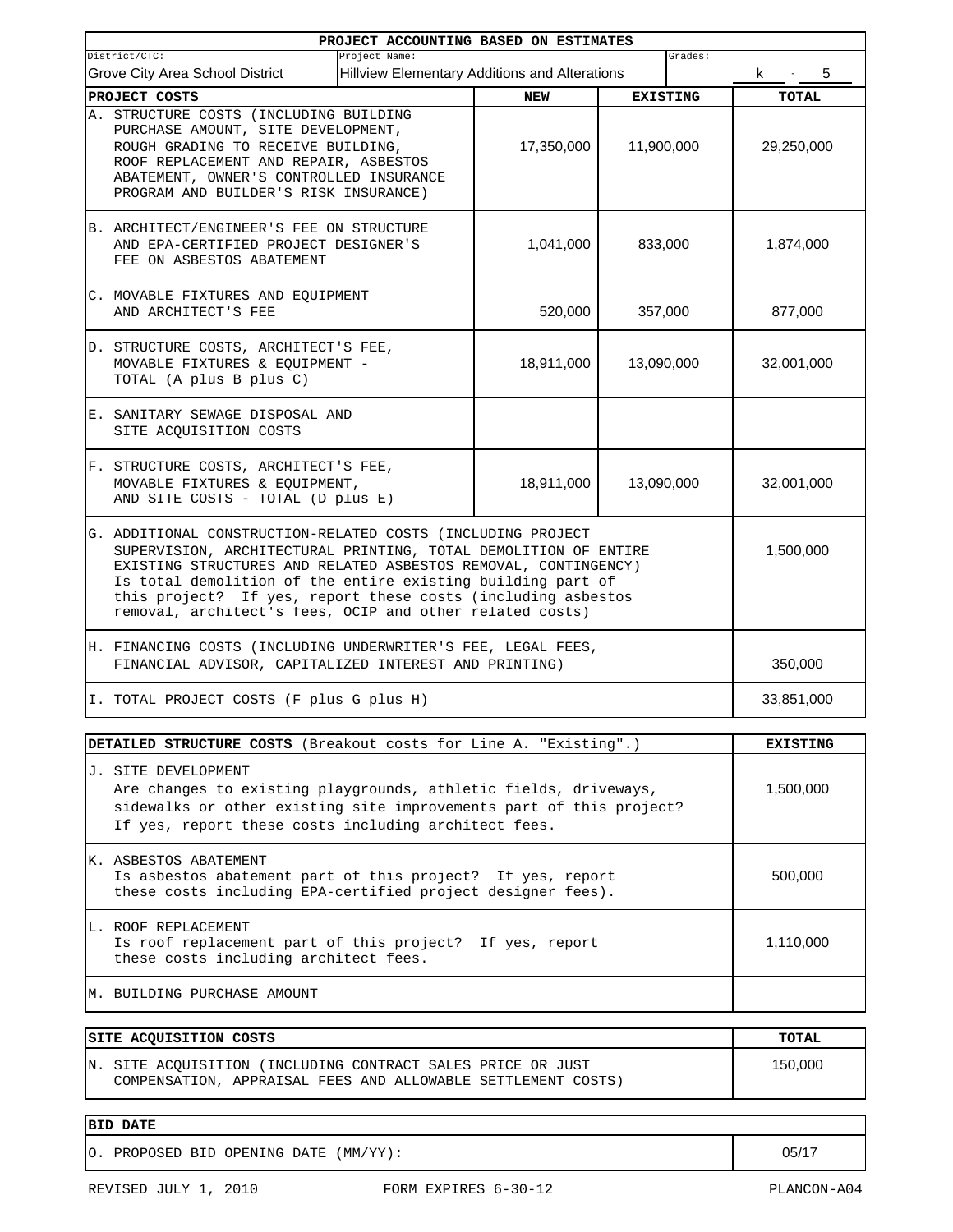## PROJECT ACCOUNTING BASED ON ESTIMATES

| District/CTC: | Project Name: | Grades: |
|---|---|---|
| Grove City Area School District | Hillview Elementary Additions and Alterations | k - 5 |

| PROJECT COSTS | NEW | EXISTING | TOTAL |
|---|---|---|---|
| A. STRUCTURE COSTS (INCLUDING BUILDING PURCHASE AMOUNT, SITE DEVELOPMENT, ROUGH GRADING TO RECEIVE BUILDING, ROOF REPLACEMENT AND REPAIR, ASBESTOS ABATEMENT, OWNER'S CONTROLLED INSURANCE PROGRAM AND BUILDER'S RISK INSURANCE) | 17,350,000 | 11,900,000 | 29,250,000 |
| B. ARCHITECT/ENGINEER'S FEE ON STRUCTURE AND EPA-CERTIFIED PROJECT DESIGNER'S FEE ON ASBESTOS ABATEMENT | 1,041,000 | 833,000 | 1,874,000 |
| C. MOVABLE FIXTURES AND EQUIPMENT AND ARCHITECT'S FEE | 520,000 | 357,000 | 877,000 |
| D. STRUCTURE COSTS, ARCHITECT'S FEE, MOVABLE FIXTURES & EQUIPMENT - TOTAL (A plus B plus C) | 18,911,000 | 13,090,000 | 32,001,000 |
| E. SANITARY SEWAGE DISPOSAL AND SITE ACQUISITION COSTS | | | |
| F. STRUCTURE COSTS, ARCHITECT'S FEE, MOVABLE FIXTURES & EQUIPMENT, AND SITE COSTS - TOTAL (D plus E) | 18,911,000 | 13,090,000 | 32,001,000 |
| G. ADDITIONAL CONSTRUCTION-RELATED COSTS (INCLUDING PROJECT SUPERVISION, ARCHITECTURAL PRINTING, TOTAL DEMOLITION OF ENTIRE EXISTING STRUCTURES AND RELATED ASBESTOS REMOVAL, CONTINGENCY) Is total demolition of the entire existing building part of this project? If yes, report these costs (including asbestos removal, architect's fees, OCIP and other related costs) | | | 1,500,000 |
| H. FINANCING COSTS (INCLUDING UNDERWRITER'S FEE, LEGAL FEES, FINANCIAL ADVISOR, CAPITALIZED INTEREST AND PRINTING) | | | 350,000 |
| I. TOTAL PROJECT COSTS (F plus G plus H) | | | 33,851,000 |

| **DETAILED STRUCTURE COSTS** (Breakout costs for Line A. "Existing".) | EXISTING |
|---|---|
| J. SITE DEVELOPMENT<br>Are changes to existing playgrounds, athletic fields, driveways, sidewalks or other existing site improvements part of this project? If yes, report these costs including architect fees. | 1,500,000 |
| K. ASBESTOS ABATEMENT<br>Is asbestos abatement part of this project? If yes, report these costs including EPA-certified project designer fees). | 500,000 |
| L. ROOF REPLACEMENT<br>Is roof replacement part of this project? If yes, report these costs including architect fees. | 1,110,000 |
| M. BUILDING PURCHASE AMOUNT | |

| SITE ACQUISITION COSTS | TOTAL |
|---|---|
| N. SITE ACQUISITION (INCLUDING CONTRACT SALES PRICE OR JUST COMPENSATION, APPRAISAL FEES AND ALLOWABLE SETTLEMENT COSTS) | 150,000 |

| BID DATE | |
|---|---|
| O. PROPOSED BID OPENING DATE (MM/YY): | 05/17 |

REVISED JULY 1, 2010 FORM EXPIRES 6-30-12 PLANCON-A04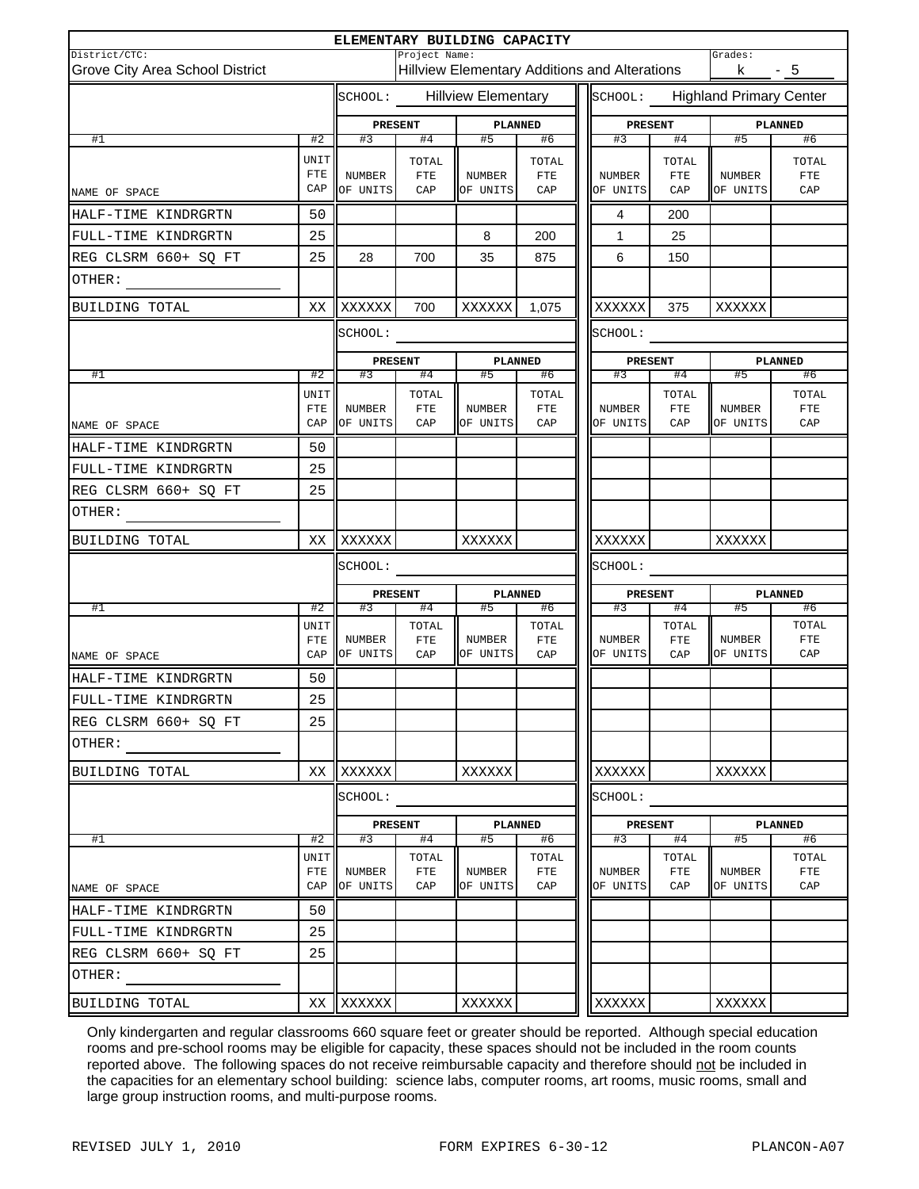# ELEMENTARY BUILDING CAPACITY

District/CTC: Grove City Area School District

Project Name: Hillview Elementary Additions and Alterations

Grades: k - 5

| | | SCHOOL: Hillview Elementary | | | | SCHOOL: Highland Primary Center | | | |
|---|---|---|---|---|---|---|---|---|---|
| | | PRESENT | | PLANNED | | PRESENT | | PLANNED | |
| #1 | #2 | #3 | #4 | #5 | #6 | #3 | #4 | #5 | #6 |
| NAME OF SPACE | UNIT FTE CAP | NUMBER OF UNITS | TOTAL FTE CAP | NUMBER OF UNITS | TOTAL FTE CAP | NUMBER OF UNITS | TOTAL FTE CAP | NUMBER OF UNITS | TOTAL FTE CAP |
| HALF-TIME KINDRGRTN | 50 | | | | | 4 | 200 | | |
| FULL-TIME KINDRGRTN | 25 | | | 8 | 200 | 1 | 25 | | |
| REG CLSRM 660+ SQ FT | 25 | 28 | 700 | 35 | 875 | 6 | 150 | | |
| OTHER: | | | | | | | | | |
| BUILDING TOTAL | XX | XXXXXX | 700 | XXXXXX | 1,075 | XXXXXX | 375 | XXXXXX | |

| | | SCHOOL: | | | | SCHOOL: | | | |
|---|---|---|---|---|---|---|---|---|---|
| | | PRESENT | | PLANNED | | PRESENT | | PLANNED | |
| #1 | #2 | #3 | #4 | #5 | #6 | #3 | #4 | #5 | #6 |
| NAME OF SPACE | UNIT FTE CAP | NUMBER OF UNITS | TOTAL FTE CAP | NUMBER OF UNITS | TOTAL FTE CAP | NUMBER OF UNITS | TOTAL FTE CAP | NUMBER OF UNITS | TOTAL FTE CAP |
| HALF-TIME KINDRGRTN | 50 | | | | | | | | |
| FULL-TIME KINDRGRTN | 25 | | | | | | | | |
| REG CLSRM 660+ SQ FT | 25 | | | | | | | | |
| OTHER: | | | | | | | | | |
| BUILDING TOTAL | XX | XXXXXX | | XXXXXX | | XXXXXX | | XXXXXX | |

| | | SCHOOL: | | | | SCHOOL: | | | |
|---|---|---|---|---|---|---|---|---|---|
| | | PRESENT | | PLANNED | | PRESENT | | PLANNED | |
| #1 | #2 | #3 | #4 | #5 | #6 | #3 | #4 | #5 | #6 |
| NAME OF SPACE | UNIT FTE CAP | NUMBER OF UNITS | TOTAL FTE CAP | NUMBER OF UNITS | TOTAL FTE CAP | NUMBER OF UNITS | TOTAL FTE CAP | NUMBER OF UNITS | TOTAL FTE CAP |
| HALF-TIME KINDRGRTN | 50 | | | | | | | | |
| FULL-TIME KINDRGRTN | 25 | | | | | | | | |
| REG CLSRM 660+ SQ FT | 25 | | | | | | | | |
| OTHER: | | | | | | | | | |
| BUILDING TOTAL | XX | XXXXXX | | XXXXXX | | XXXXXX | | XXXXXX | |

| | | SCHOOL: | | | | SCHOOL: | | | |
|---|---|---|---|---|---|---|---|---|---|
| | | PRESENT | | PLANNED | | PRESENT | | PLANNED | |
| #1 | #2 | #3 | #4 | #5 | #6 | #3 | #4 | #5 | #6 |
| NAME OF SPACE | UNIT FTE CAP | NUMBER OF UNITS | TOTAL FTE CAP | NUMBER OF UNITS | TOTAL FTE CAP | NUMBER OF UNITS | TOTAL FTE CAP | NUMBER OF UNITS | TOTAL FTE CAP |
| HALF-TIME KINDRGRTN | 50 | | | | | | | | |
| FULL-TIME KINDRGRTN | 25 | | | | | | | | |
| REG CLSRM 660+ SQ FT | 25 | | | | | | | | |
| OTHER: | | | | | | | | | |
| BUILDING TOTAL | XX | XXXXXX | | XXXXXX | | XXXXXX | | XXXXXX | |

Only kindergarten and regular classrooms 660 square feet or greater should be reported. Although special education rooms and pre-school rooms may be eligible for capacity, these spaces should not be included in the room counts reported above. The following spaces do not receive reimbursable capacity and therefore should not be included in the capacities for an elementary school building: science labs, computer rooms, art rooms, music rooms, small and large group instruction rooms, and multi-purpose rooms.

REVISED JULY 1, 2010 FORM EXPIRES 6-30-12 PLANCON-A07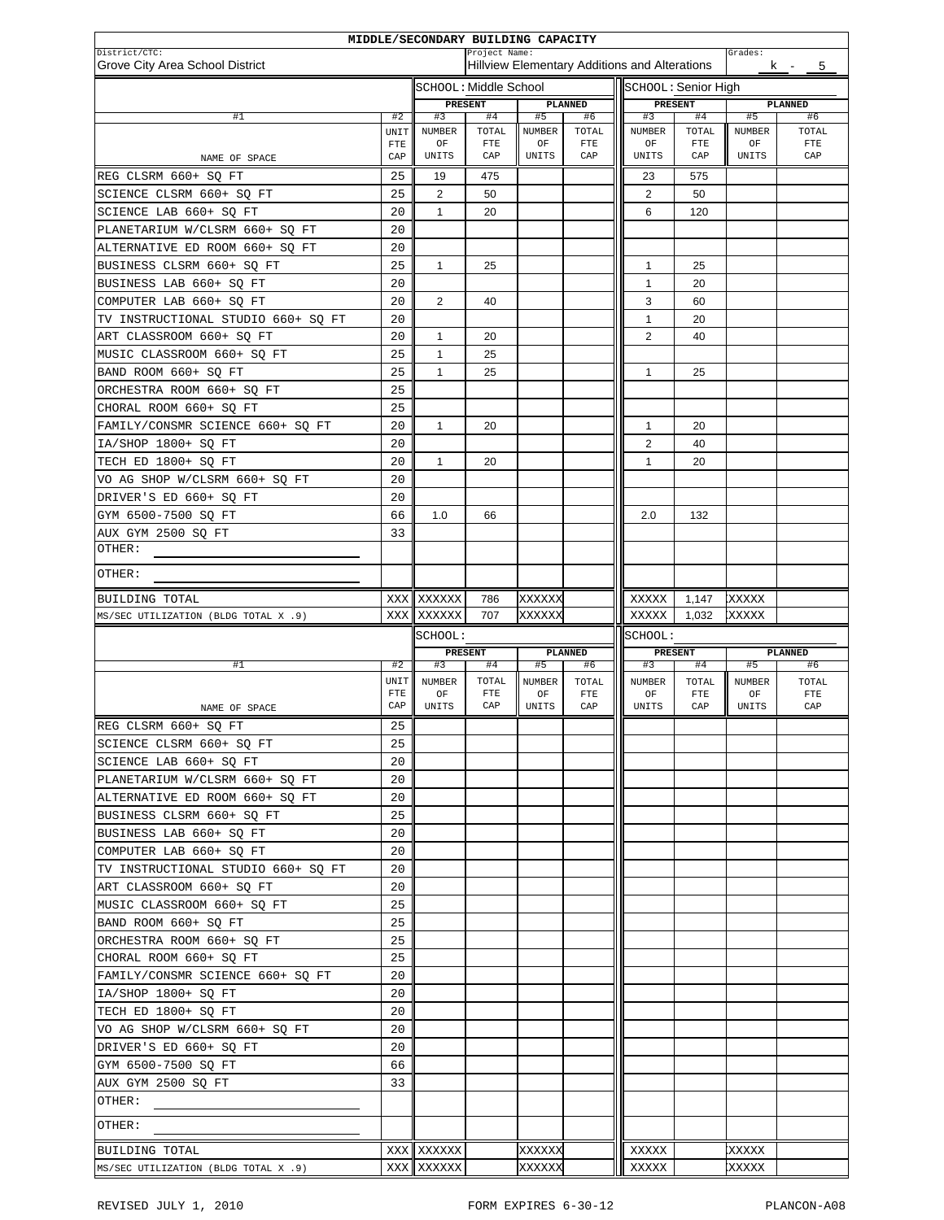# MIDDLE/SECONDARY BUILDING CAPACITY

District/CTC: Grove City Area School District

Project Name: Hillview Elementary Additions and Alterations

Grades: k - 5

| | | SCHOOL: Middle School | | | | SCHOOL: Senior High | | | |
|---|---|---|---|---|---|---|---|---|---|
| | | PRESENT | | PLANNED | | PRESENT | | PLANNED | |
| #1 | #2 | #3 | #4 | #5 | #6 | #3 | #4 | #5 | #6 |
| NAME OF SPACE | UNIT FTE CAP | NUMBER OF UNITS | TOTAL FTE CAP | NUMBER OF UNITS | TOTAL FTE CAP | NUMBER OF UNITS | TOTAL FTE CAP | NUMBER OF UNITS | TOTAL FTE CAP |
| REG CLSRM 660+ SQ FT | 25 | 19 | 475 | | | 23 | 575 | | |
| SCIENCE CLSRM 660+ SQ FT | 25 | 2 | 50 | | | 2 | 50 | | |
| SCIENCE LAB 660+ SQ FT | 20 | 1 | 20 | | | 6 | 120 | | |
| PLANETARIUM W/CLSRM 660+ SQ FT | 20 | | | | | | | | |
| ALTERNATIVE ED ROOM 660+ SQ FT | 20 | | | | | | | | |
| BUSINESS CLSRM 660+ SQ FT | 25 | 1 | 25 | | | 1 | 25 | | |
| BUSINESS LAB 660+ SQ FT | 20 | | | | | 1 | 20 | | |
| COMPUTER LAB 660+ SQ FT | 20 | 2 | 40 | | | 3 | 60 | | |
| TV INSTRUCTIONAL STUDIO 660+ SQ FT | 20 | | | | | 1 | 20 | | |
| ART CLASSROOM 660+ SQ FT | 20 | 1 | 20 | | | 2 | 40 | | |
| MUSIC CLASSROOM 660+ SQ FT | 25 | 1 | 25 | | | | | | |
| BAND ROOM 660+ SQ FT | 25 | 1 | 25 | | | 1 | 25 | | |
| ORCHESTRA ROOM 660+ SQ FT | 25 | | | | | | | | |
| CHORAL ROOM 660+ SQ FT | 25 | | | | | | | | |
| FAMILY/CONSMR SCIENCE 660+ SQ FT | 20 | 1 | 20 | | | 1 | 20 | | |
| IA/SHOP 1800+ SQ FT | 20 | | | | | 2 | 40 | | |
| TECH ED 1800+ SQ FT | 20 | 1 | 20 | | | 1 | 20 | | |
| VO AG SHOP W/CLSRM 660+ SQ FT | 20 | | | | | | | | |
| DRIVER'S ED 660+ SQ FT | 20 | | | | | | | | |
| GYM 6500-7500 SQ FT | 66 | 1.0 | 66 | | | 2.0 | 132 | | |
| AUX GYM 2500 SQ FT | 33 | | | | | | | | |
| OTHER: | | | | | | | | | |
| OTHER: | | | | | | | | | |
| BUILDING TOTAL | XXX | XXXXXX | 786 | XXXXXX | | XXXXX | 1,147 | XXXXX | |
| MS/SEC UTILIZATION (BLDG TOTAL X .9) | XXX | XXXXXX | 707 | XXXXXX | | XXXXX | 1,032 | XXXXX | |

| | | SCHOOL: | | | | SCHOOL: | | | |
|---|---|---|---|---|---|---|---|---|---|
| | | PRESENT | | PLANNED | | PRESENT | | PLANNED | |
| #1 | #2 | #3 | #4 | #5 | #6 | #3 | #4 | #5 | #6 |
| NAME OF SPACE | UNIT FTE CAP | NUMBER OF UNITS | TOTAL FTE CAP | NUMBER OF UNITS | TOTAL FTE CAP | NUMBER OF UNITS | TOTAL FTE CAP | NUMBER OF UNITS | TOTAL FTE CAP |
| REG CLSRM 660+ SQ FT | 25 | | | | | | | | |
| SCIENCE CLSRM 660+ SQ FT | 25 | | | | | | | | |
| SCIENCE LAB 660+ SQ FT | 20 | | | | | | | | |
| PLANETARIUM W/CLSRM 660+ SQ FT | 20 | | | | | | | | |
| ALTERNATIVE ED ROOM 660+ SQ FT | 20 | | | | | | | | |
| BUSINESS CLSRM 660+ SQ FT | 25 | | | | | | | | |
| BUSINESS LAB 660+ SQ FT | 20 | | | | | | | | |
| COMPUTER LAB 660+ SQ FT | 20 | | | | | | | | |
| TV INSTRUCTIONAL STUDIO 660+ SQ FT | 20 | | | | | | | | |
| ART CLASSROOM 660+ SQ FT | 20 | | | | | | | | |
| MUSIC CLASSROOM 660+ SQ FT | 25 | | | | | | | | |
| BAND ROOM 660+ SQ FT | 25 | | | | | | | | |
| ORCHESTRA ROOM 660+ SQ FT | 25 | | | | | | | | |
| CHORAL ROOM 660+ SQ FT | 25 | | | | | | | | |
| FAMILY/CONSMR SCIENCE 660+ SQ FT | 20 | | | | | | | | |
| IA/SHOP 1800+ SQ FT | 20 | | | | | | | | |
| TECH ED 1800+ SQ FT | 20 | | | | | | | | |
| VO AG SHOP W/CLSRM 660+ SQ FT | 20 | | | | | | | | |
| DRIVER'S ED 660+ SQ FT | 20 | | | | | | | | |
| GYM 6500-7500 SQ FT | 66 | | | | | | | | |
| AUX GYM 2500 SQ FT | 33 | | | | | | | | |
| OTHER: | | | | | | | | | |
| OTHER: | | | | | | | | | |
| BUILDING TOTAL | XXX | XXXXXX | | XXXXXX | | XXXXX | | XXXXX | |
| MS/SEC UTILIZATION (BLDG TOTAL X .9) | XXX | XXXXXX | | XXXXXX | | XXXXX | | XXXXX | |

REVISED JULY 1, 2010 FORM EXPIRES 6-30-12 PLANCON-A08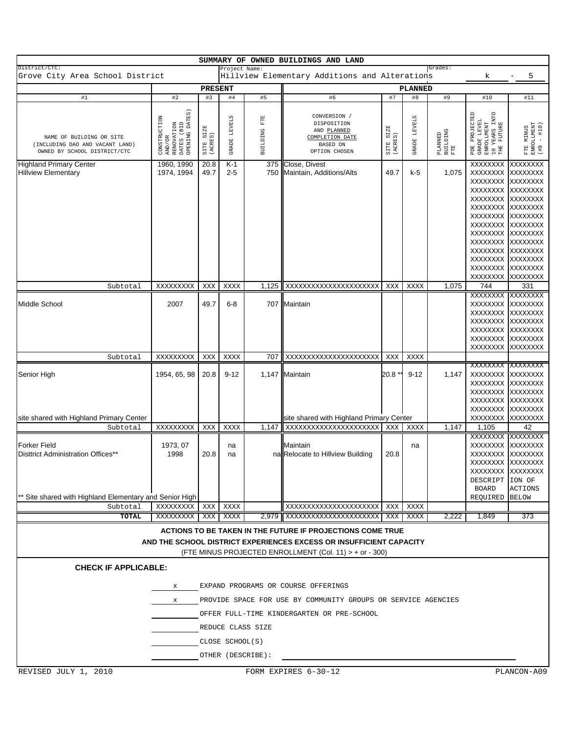# SUMMARY OF OWNED BUILDINGS AND LAND

District/CTC: Grove City Area School District

Project Name: Hillview Elementary Additions and Alterations

Grades: k - 5

| | PRESENT | | | | PLANNED | | | | | |
|---|---|---|---|---|---|---|---|---|---|---|
| #1 | #2 | #3 | #4 | #5 | #6 | #7 | #8 | #9 | #10 | #11 |
| NAME OF BUILDING OR SITE (INCLUDING DAO AND VACANT LAND) OWNED BY SCHOOL DISTRICT/CTC | CONSTRUCTION AND/OR RENOVATION DATES (BID OPENING DATES) | SITE SIZE (ACRES) | GRADE LEVELS | BUILDING FTE | CONVERSION / DISPOSITION AND PLANNED COMPLETION DATE BASED ON OPTION CHOSEN | SITE SIZE (ACRES) | GRADE LEVELS | PLANNED BUILDING FTE | PDE PROJECTED GRADE LEVEL ENROLLMENT 10 YEARS INTO THE FUTURE | FTE MINUS ENROLLMENT (#9 - #10) |
| Highland Primary Center | 1960, 1990 | 20.8 | K-1 | 375 | Close, Divest | | | | XXXXXXXX | XXXXXXXX |
| Hillview Elementary | 1974, 1994 | 49.7 | 2-5 | 750 | Maintain, Additions/Alts | 49.7 | k-5 | 1,075 | XXXXXXXX | XXXXXXXX |
| Subtotal | XXXXXXXXX | XXX | XXXX | 1,125 | XXXXXXXXXXXXXXXXXXXXX | XXX | XXXX | 1,075 | 744 | 331 |
| Middle School | 2007 | 49.7 | 6-8 | 707 | Maintain | | | | XXXXXXXX | XXXXXXXX |
| Subtotal | XXXXXXXXX | XXX | XXXX | 707 | XXXXXXXXXXXXXXXXXXXXX | XXX | XXXX | | | |
| Senior High | 1954, 65, 98 | 20.8 | 9-12 | 1,147 | Maintain | 20.8 ** | 9-12 | 1,147 | XXXXXXXX | XXXXXXXX |
| site shared with Highland Primary Center | | | | | site shared with Highland Primary Center | | | | XXXXXXXX | XXXXXXXX |
| Subtotal | XXXXXXXXX | XXX | XXXX | 1,147 | XXXXXXXXXXXXXXXXXXXXX | XXX | XXXX | 1,147 | 1,105 | 42 |
| Forker Field | 1973, 07 | | na | | Maintain | | na | | XXXXXXXX | XXXXXXXX |
| Disttrict Administration Offices** | 1998 | 20.8 | na | na | Relocate to Hillview Building | 20.8 | | | XXXXXXXX | XXXXXXXX |
| ** Site shared with Highland Elementary and Senior High | | | | | | | | | DESCRIPTION OF BOARD ACTIONS REQUIRED BELOW | |
| Subtotal | XXXXXXXXX | XXX | XXXX | | XXXXXXXXXXXXXXXXXXXXX | XXX | XXXX | | | |
| **TOTAL** | XXXXXXXXX | XXX | XXXX | 2,979 | XXXXXXXXXXXXXXXXXXXXX | XXX | XXXX | 2,222 | 1,849 | 373 |

**ACTIONS TO BE TAKEN IN THE FUTURE IF PROJECTIONS COME TRUE AND THE SCHOOL DISTRICT EXPERIENCES EXCESS OR INSUFFICIENT CAPACITY**

(FTE MINUS PROJECTED ENROLLMENT (Col. 11) > + or - 300)

**CHECK IF APPLICABLE:**

x EXPAND PROGRAMS OR COURSE OFFERINGS

x PROVIDE SPACE FOR USE BY COMMUNITY GROUPS OR SERVICE AGENCIES

\_\_\_ OFFER FULL-TIME KINDERGARTEN OR PRE-SCHOOL

\_\_\_ REDUCE CLASS SIZE

\_\_\_ CLOSE SCHOOL(S)

\_\_\_ OTHER (DESCRIBE):

REVISED JULY 1, 2010 FORM EXPIRES 6-30-12 PLANCON-A09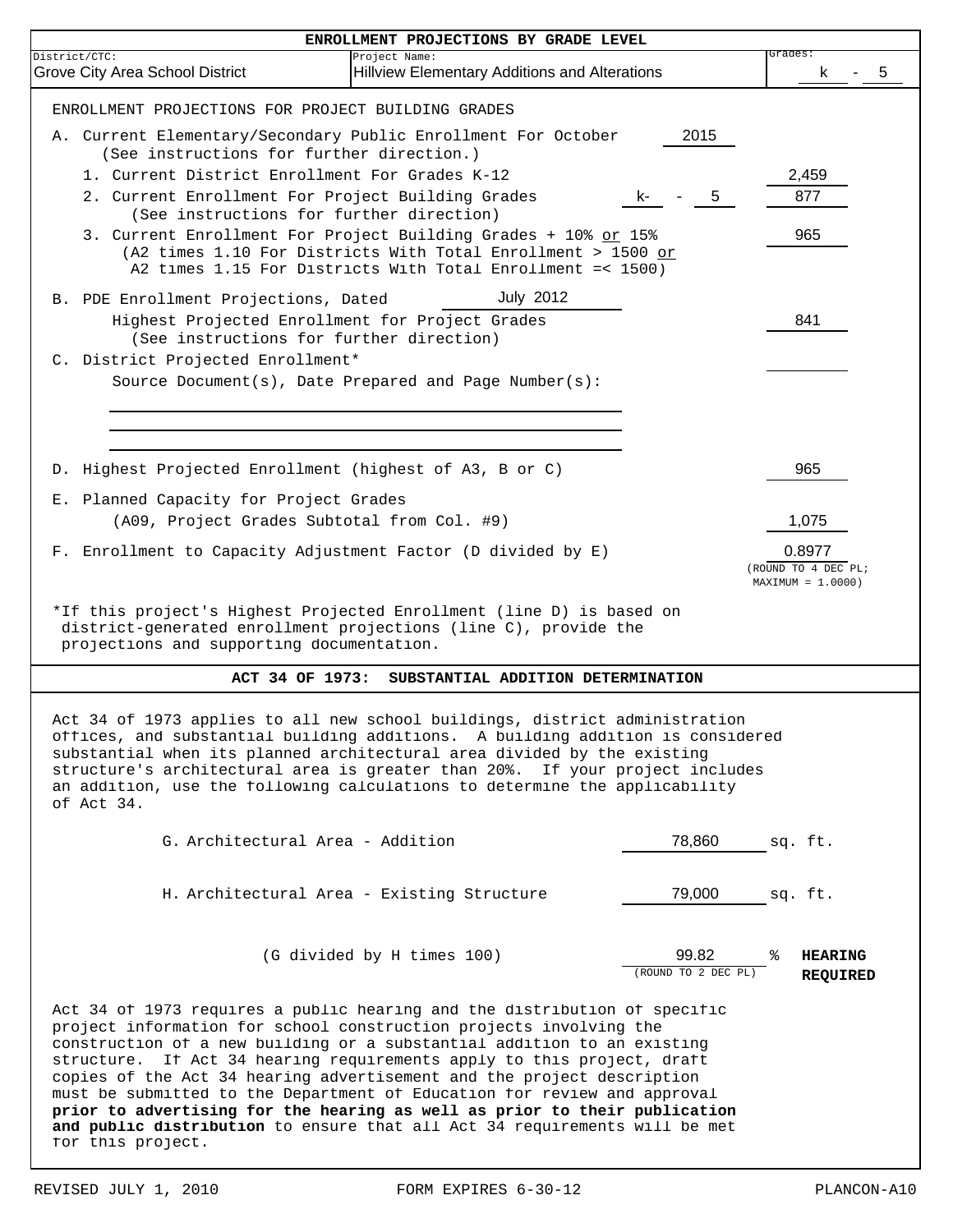# ENROLLMENT PROJECTIONS BY GRADE LEVEL

| District/CTC: | Project Name: | Grades: |
|---|---|---|
| Grove City Area School District | Hillview Elementary Additions and Alterations | k - 5 |

## ENROLLMENT PROJECTIONS FOR PROJECT BUILDING GRADES

A. Current Elementary/Secondary Public Enrollment For October 2015
(See instructions for further direction.)

1. Current District Enrollment For Grades K-12 — **2,459**
2. Current Enrollment For Project Building Grades k- - 5 — **877**
   (See instructions for further direction)
3. Current Enrollment For Project Building Grades + 10% or 15% — **965**
   (A2 times 1.10 For Districts With Total Enrollment > 1500 or
   A2 times 1.15 For Districts With Total Enrollment =< 1500)

B. PDE Enrollment Projections, Dated July 2012
Highest Projected Enrollment for Project Grades — **841**
(See instructions for further direction)

C. District Projected Enrollment* ______
Source Document(s), Date Prepared and Page Number(s):

______

______

______

D. Highest Projected Enrollment (highest of A3, B or C) — **965**

E. Planned Capacity for Project Grades
(A09, Project Grades Subtotal from Col. #9) — **1,075**

F. Enrollment to Capacity Adjustment Factor (D divided by E) — **0.8977**
(ROUND TO 4 DEC PL; MAXIMUM = 1.0000)

*If this project's Highest Projected Enrollment (line D) is based on district-generated enrollment projections (line C), provide the projections and supporting documentation.

## ACT 34 OF 1973: SUBSTANTIAL ADDITION DETERMINATION

Act 34 of 1973 applies to all new school buildings, district administration offices, and substantial building additions. A building addition is considered substantial when its planned architectural area divided by the existing structure's architectural area is greater than 20%. If your project includes an addition, use the following calculations to determine the applicability of Act 34.

G. Architectural Area - Addition — 78,860 sq. ft.

H. Architectural Area - Existing Structure — 79,000 sq. ft.

(G divided by H times 100) — 99.82 % (ROUND TO 2 DEC PL) **HEARING REQUIRED**

Act 34 of 1973 requires a public hearing and the distribution of specific project information for school construction projects involving the construction of a new building or a substantial addition to an existing structure. If Act 34 hearing requirements apply to this project, draft copies of the Act 34 hearing advertisement and the project description must be submitted to the Department of Education for review and approval **prior to advertising for the hearing as well as prior to their publication and public distribution** to ensure that all Act 34 requirements will be met for this project.

REVISED JULY 1, 2010 FORM EXPIRES 6-30-12 PLANCON-A10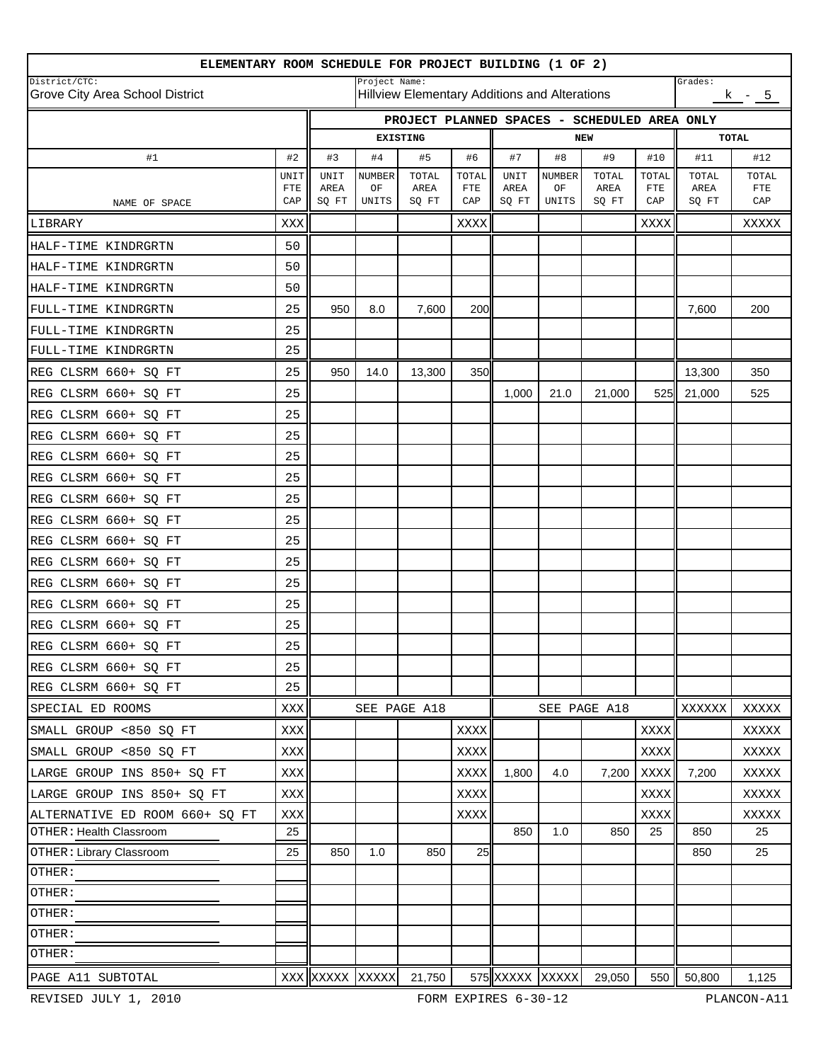# ELEMENTARY ROOM SCHEDULE FOR PROJECT BUILDING (1 OF 2)

District/CTC: Grove City Area School District

Project Name: Hillview Elementary Additions and Alterations

Grades: k - 5

| | | PROJECT PLANNED SPACES - SCHEDULED AREA ONLY | | | | | | | | | |
|---|---|---|---|---|---|---|---|---|---|---|---|
| | | EXISTING | | | | NEW | | | | TOTAL | |
| #1 | #2 | #3 | #4 | #5 | #6 | #7 | #8 | #9 | #10 | #11 | #12 |
| NAME OF SPACE | UNIT FTE CAP | UNIT AREA SQ FT | NUMBER OF UNITS | TOTAL AREA SQ FT | TOTAL FTE CAP | UNIT AREA SQ FT | NUMBER OF UNITS | TOTAL AREA SQ FT | TOTAL FTE CAP | TOTAL AREA SQ FT | TOTAL FTE CAP |
| LIBRARY | XXX | | | | XXXX | | | | XXXX | | XXXXX |
| HALF-TIME KINDRGRTN | 50 | | | | | | | | | | |
| HALF-TIME KINDRGRTN | 50 | | | | | | | | | | |
| HALF-TIME KINDRGRTN | 50 | | | | | | | | | | |
| FULL-TIME KINDRGRTN | 25 | 950 | 8.0 | 7,600 | 200 | | | | | 7,600 | 200 |
| FULL-TIME KINDRGRTN | 25 | | | | | | | | | | |
| FULL-TIME KINDRGRTN | 25 | | | | | | | | | | |
| REG CLSRM 660+ SQ FT | 25 | 950 | 14.0 | 13,300 | 350 | | | | | 13,300 | 350 |
| REG CLSRM 660+ SQ FT | 25 | | | | | 1,000 | 21.0 | 21,000 | 525 | 21,000 | 525 |
| REG CLSRM 660+ SQ FT | 25 | | | | | | | | | | |
| REG CLSRM 660+ SQ FT | 25 | | | | | | | | | | |
| REG CLSRM 660+ SQ FT | 25 | | | | | | | | | | |
| REG CLSRM 660+ SQ FT | 25 | | | | | | | | | | |
| REG CLSRM 660+ SQ FT | 25 | | | | | | | | | | |
| REG CLSRM 660+ SQ FT | 25 | | | | | | | | | | |
| REG CLSRM 660+ SQ FT | 25 | | | | | | | | | | |
| REG CLSRM 660+ SQ FT | 25 | | | | | | | | | | |
| REG CLSRM 660+ SQ FT | 25 | | | | | | | | | | |
| REG CLSRM 660+ SQ FT | 25 | | | | | | | | | | |
| REG CLSRM 660+ SQ FT | 25 | | | | | | | | | | |
| REG CLSRM 660+ SQ FT | 25 | | | | | | | | | | |
| REG CLSRM 660+ SQ FT | 25 | | | | | | | | | | |
| REG CLSRM 660+ SQ FT | 25 | | | | | | | | | | |
| SPECIAL ED ROOMS | XXX | SEE PAGE A18 | | | | SEE PAGE A18 | | | | XXXXXX | XXXXX |
| SMALL GROUP <850 SQ FT | XXX | | | | XXXX | | | | XXXX | | XXXXX |
| SMALL GROUP <850 SQ FT | XXX | | | | XXXX | | | | XXXX | | XXXXX |
| LARGE GROUP INS 850+ SQ FT | XXX | | | | XXXX | 1,800 | 4.0 | 7,200 | XXXX | 7,200 | XXXXX |
| LARGE GROUP INS 850+ SQ FT | XXX | | | | XXXX | | | | XXXX | | XXXXX |
| ALTERNATIVE ED ROOM 660+ SQ FT | XXX | | | | XXXX | | | | XXXX | | XXXXX |
| OTHER: Health Classroom | 25 | | | | | 850 | 1.0 | 850 | 25 | 850 | 25 |
| OTHER: Library Classroom | 25 | 850 | 1.0 | 850 | 25 | | | | | 850 | 25 |
| OTHER: | | | | | | | | | | | |
| OTHER: | | | | | | | | | | | |
| OTHER: | | | | | | | | | | | |
| OTHER: | | | | | | | | | | | |
| OTHER: | | | | | | | | | | | |
| PAGE A11 SUBTOTAL | XXX | XXXXX | XXXXX | 21,750 | 575 | XXXXX | XXXXX | 29,050 | 550 | 50,800 | 1,125 |

REVISED JULY 1, 2010 FORM EXPIRES 6-30-12 PLANCON-A11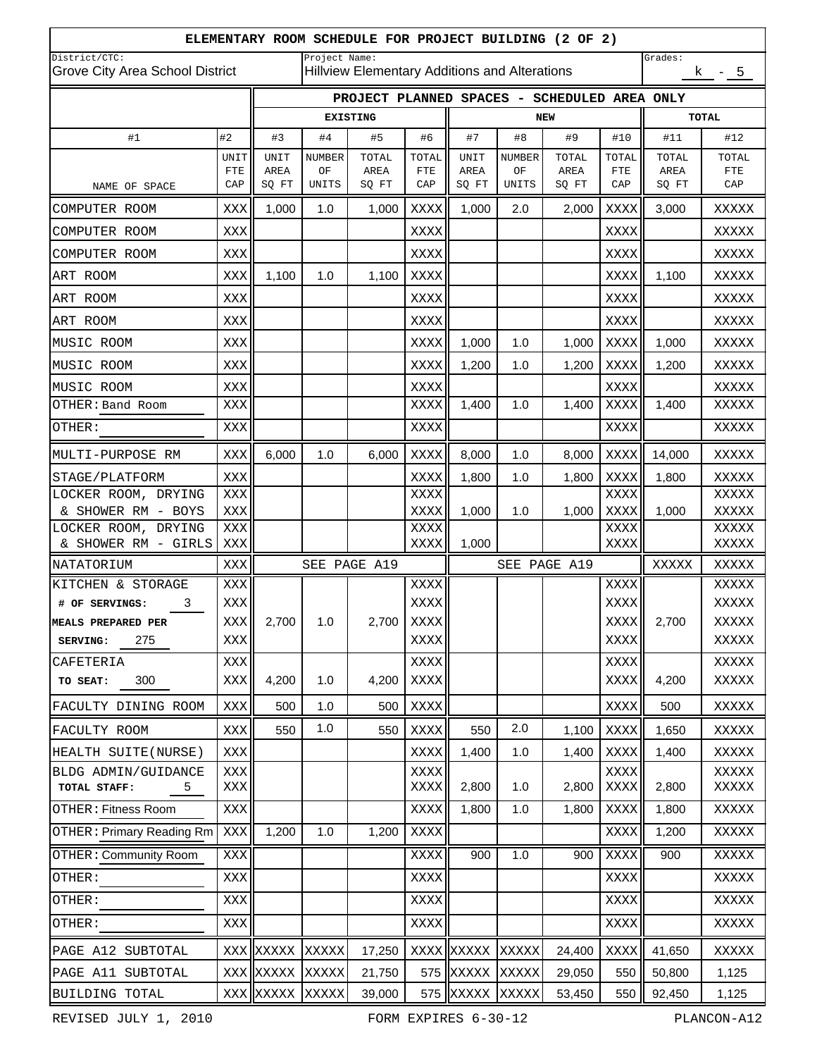# ELEMENTARY ROOM SCHEDULE FOR PROJECT BUILDING (2 OF 2)

District/CTC: Grove City Area School District

Project Name: Hillview Elementary Additions and Alterations

Grades: k - 5

| | | PROJECT PLANNED SPACES - SCHEDULED AREA ONLY | | | | | | | | | |
|---|---|---|---|---|---|---|---|---|---|---|---|
| | | EXISTING | | | | NEW | | | | TOTAL | |
| #1 | #2 | #3 | #4 | #5 | #6 | #7 | #8 | #9 | #10 | #11 | #12 |
| NAME OF SPACE | UNIT FTE CAP | UNIT AREA SQ FT | NUMBER OF UNITS | TOTAL AREA SQ FT | TOTAL FTE CAP | UNIT AREA SQ FT | NUMBER OF UNITS | TOTAL AREA SQ FT | TOTAL FTE CAP | TOTAL AREA SQ FT | TOTAL FTE CAP |
| COMPUTER ROOM | XXX | 1,000 | 1.0 | 1,000 | XXXX | 1,000 | 2.0 | 2,000 | XXXX | 3,000 | XXXXX |
| COMPUTER ROOM | XXX | | | | XXXX | | | | XXXX | | XXXXX |
| COMPUTER ROOM | XXX | | | | XXXX | | | | XXXX | | XXXXX |
| ART ROOM | XXX | 1,100 | 1.0 | 1,100 | XXXX | | | | XXXX | 1,100 | XXXXX |
| ART ROOM | XXX | | | | XXXX | | | | XXXX | | XXXXX |
| ART ROOM | XXX | | | | XXXX | | | | XXXX | | XXXXX |
| MUSIC ROOM | XXX | | | | XXXX | 1,000 | 1.0 | 1,000 | XXXX | 1,000 | XXXXX |
| MUSIC ROOM | XXX | | | | XXXX | 1,200 | 1.0 | 1,200 | XXXX | 1,200 | XXXXX |
| MUSIC ROOM | XXX | | | | XXXX | | | | XXXX | | XXXXX |
| OTHER: Band Room | XXX | | | | XXXX | 1,400 | 1.0 | 1,400 | XXXX | 1,400 | XXXXX |
| OTHER: | XXX | | | | XXXX | | | | XXXX | | XXXXX |
| MULTI-PURPOSE RM | XXX | 6,000 | 1.0 | 6,000 | XXXX | 8,000 | 1.0 | 8,000 | XXXX | 14,000 | XXXXX |
| STAGE/PLATFORM | XXX | | | | XXXX | 1,800 | 1.0 | 1,800 | XXXX | 1,800 | XXXXX |
| LOCKER ROOM, DRYING & SHOWER RM - BOYS | XXX | | | | XXXX | 1,000 | 1.0 | 1,000 | XXXX | 1,000 | XXXXX |
| LOCKER ROOM, DRYING & SHOWER RM - GIRLS | XXX | | | | XXXX | 1,000 | | | XXXX | | XXXXX |
| NATATORIUM | XXX | SEE PAGE A19 | | | | SEE PAGE A19 | | | | XXXXX | XXXXX |
| KITCHEN & STORAGE # OF SERVINGS: 3 MEALS PREPARED PER SERVING: 275 | XXX | 2,700 | 1.0 | 2,700 | XXXX | | | | XXXX | 2,700 | XXXXX |
| CAFETERIA TO SEAT: 300 | XXX | 4,200 | 1.0 | 4,200 | XXXX | | | | XXXX | 4,200 | XXXXX |
| FACULTY DINING ROOM | XXX | 500 | 1.0 | 500 | XXXX | | | | XXXX | 500 | XXXXX |
| FACULTY ROOM | XXX | 550 | 1.0 | 550 | XXXX | 550 | 2.0 | 1,100 | XXXX | 1,650 | XXXXX |
| HEALTH SUITE(NURSE) | XXX | | | | XXXX | 1,400 | 1.0 | 1,400 | XXXX | 1,400 | XXXXX |
| BLDG ADMIN/GUIDANCE TOTAL STAFF: 5 | XXX | | | | XXXX | 2,800 | 1.0 | 2,800 | XXXX | 2,800 | XXXXX |
| OTHER: Fitness Room | XXX | | | | XXXX | 1,800 | 1.0 | 1,800 | XXXX | 1,800 | XXXXX |
| OTHER: Primary Reading Rm | XXX | 1,200 | 1.0 | 1,200 | XXXX | | | | XXXX | 1,200 | XXXXX |
| OTHER: Community Room | XXX | | | | XXXX | 900 | 1.0 | 900 | XXXX | 900 | XXXXX |
| OTHER: | XXX | | | | XXXX | | | | XXXX | | XXXXX |
| OTHER: | XXX | | | | XXXX | | | | XXXX | | XXXXX |
| OTHER: | XXX | | | | XXXX | | | | XXXX | | XXXXX |
| PAGE A12 SUBTOTAL | XXX | XXXXX | XXXXX | 17,250 | XXXX | XXXXX | XXXXX | 24,400 | XXXX | 41,650 | XXXXX |
| PAGE A11 SUBTOTAL | XXX | XXXXX | XXXXX | 21,750 | 575 | XXXXX | XXXXX | 29,050 | 550 | 50,800 | 1,125 |
| BUILDING TOTAL | XXX | XXXXX | XXXXX | 39,000 | 575 | XXXXX | XXXXX | 53,450 | 550 | 92,450 | 1,125 |

REVISED JULY 1, 2010 FORM EXPIRES 6-30-12 PLANCON-A12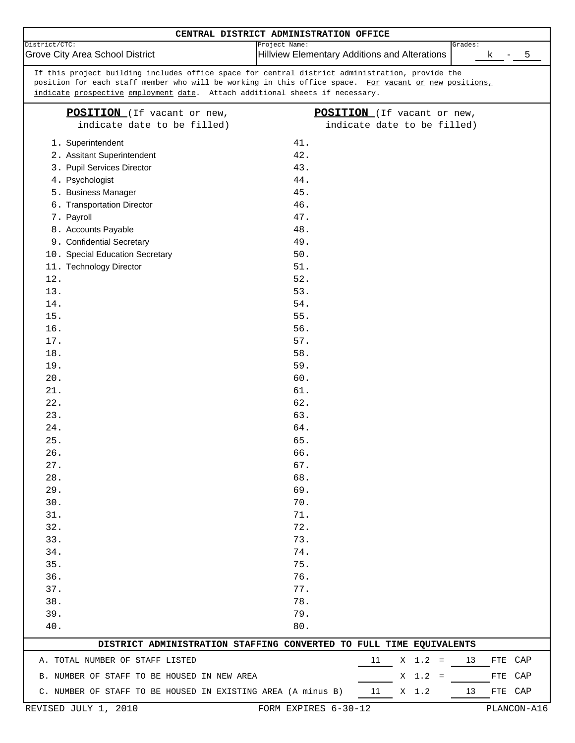# CENTRAL DISTRICT ADMINISTRATION OFFICE

| District/CTC: | Project Name: | Grades: |
|---|---|---|
| Grove City Area School District | Hillview Elementary Additions and Alterations | k - 5 |

If this project building includes office space for central district administration, provide the position for each staff member who will be working in this office space. For vacant or new positions, indicate prospective employment date. Attach additional sheets if necessary.

| **POSITION** (If vacant or new, indicate date to be filled) | **POSITION** (If vacant or new, indicate date to be filled) |
|---|---|
| 1. Superintendent | 41. |
| 2. Assitant Superintendent | 42. |
| 3. Pupil Services Director | 43. |
| 4. Psychologist | 44. |
| 5. Business Manager | 45. |
| 6. Transportation Director | 46. |
| 7. Payroll | 47. |
| 8. Accounts Payable | 48. |
| 9. Confidential Secretary | 49. |
| 10. Special Education Secretary | 50. |
| 11. Technology Director | 51. |
| 12. | 52. |
| 13. | 53. |
| 14. | 54. |
| 15. | 55. |
| 16. | 56. |
| 17. | 57. |
| 18. | 58. |
| 19. | 59. |
| 20. | 60. |
| 21. | 61. |
| 22. | 62. |
| 23. | 63. |
| 24. | 64. |
| 25. | 65. |
| 26. | 66. |
| 27. | 67. |
| 28. | 68. |
| 29. | 69. |
| 30. | 70. |
| 31. | 71. |
| 32. | 72. |
| 33. | 73. |
| 34. | 74. |
| 35. | 75. |
| 36. | 76. |
| 37. | 77. |
| 38. | 78. |
| 39. | 79. |
| 40. | 80. |

## DISTRICT ADMINISTRATION STAFFING CONVERTED TO FULL TIME EQUIVALENTS

| | Staff | | | FTE CAP |
|---|---|---|---|---|
| A. TOTAL NUMBER OF STAFF LISTED | 11 | X 1.2 = | 13 | FTE CAP |
| B. NUMBER OF STAFF TO BE HOUSED IN NEW AREA | | X 1.2 = | | FTE CAP |
| C. NUMBER OF STAFF TO BE HOUSED IN EXISTING AREA (A minus B) | 11 | X 1.2 | 13 | FTE CAP |

REVISED JULY 1, 2010 FORM EXPIRES 6-30-12 PLANCON-A16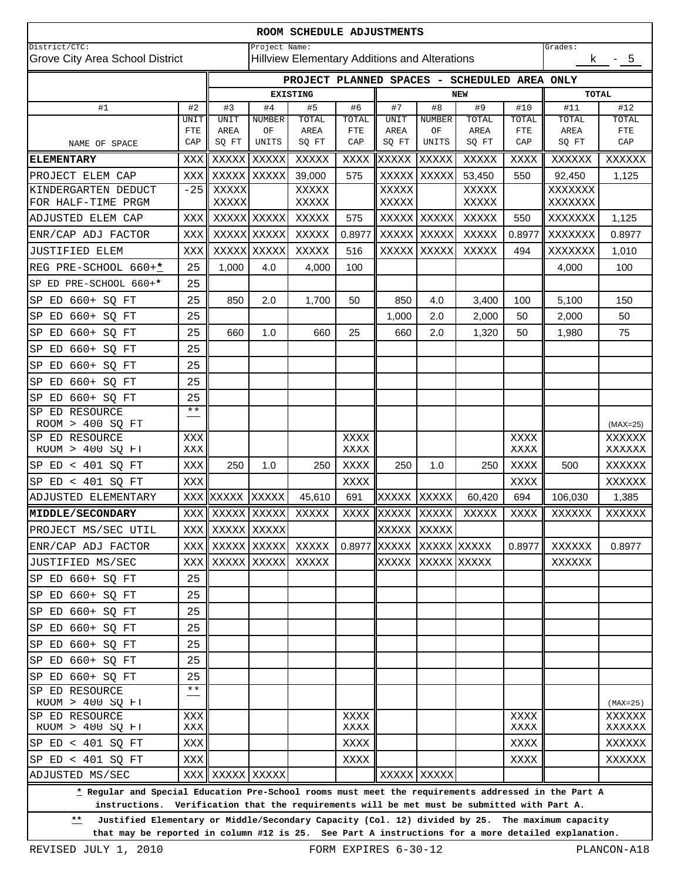# ROOM SCHEDULE ADJUSTMENTS

| District/CTC: | Project Name: | Grades: |
|---|---|---|
| Grove City Area School District | Hillview Elementary Additions and Alterations | k - 5 |

| | | PROJECT PLANNED SPACES - SCHEDULED AREA ONLY | | | | | | | | | |
|---|---|---|---|---|---|---|---|---|---|---|---|
| | | EXISTING | | | | NEW | | | | TOTAL | |
| #1 | #2 | #3 | #4 | #5 | #6 | #7 | #8 | #9 | #10 | #11 | #12 |
| NAME OF SPACE | UNIT FTE CAP | UNIT AREA SQ FT | NUMBER OF UNITS | TOTAL AREA SQ FT | TOTAL FTE CAP | UNIT AREA SQ FT | NUMBER OF UNITS | TOTAL AREA SQ FT | TOTAL FTE CAP | TOTAL AREA SQ FT | TOTAL FTE CAP |
| **ELEMENTARY** | XXX | XXXXX | XXXXX | XXXXX | XXXX | XXXXX | XXXXX | XXXXX | XXXX | XXXXXX | XXXXXX |
| PROJECT ELEM CAP | XXX | XXXXX | XXXXX | 39,000 | 575 | XXXXX | XXXXX | 53,450 | 550 | 92,450 | 1,125 |
| KINDERGARTEN DEDUCT FOR HALF-TIME PRGM | -25 | XXXXX XXXXX | | XXXXX XXXXX | | XXXXX XXXXX | | XXXXX XXXXX | | XXXXXXX XXXXXXX | |
| ADJUSTED ELEM CAP | XXX | XXXXX | XXXXX | XXXXX | 575 | XXXXX | XXXXX | XXXXX | 550 | XXXXXXX | 1,125 |
| ENR/CAP ADJ FACTOR | XXX | XXXXX | XXXXX | XXXXX | 0.8977 | XXXXX | XXXXX | XXXXX | 0.8977 | XXXXXXX | 0.8977 |
| JUSTIFIED ELEM | XXX | XXXXX | XXXXX | XXXXX | 516 | XXXXX | XXXXX | XXXXX | 494 | XXXXXXX | 1,010 |
| REG PRE-SCHOOL 660+* | 25 | 1,000 | 4.0 | 4,000 | 100 | | | | | 4,000 | 100 |
| SP ED PRE-SCHOOL 660+* | 25 | | | | | | | | | | |
| SP ED 660+ SQ FT | 25 | 850 | 2.0 | 1,700 | 50 | 850 | 4.0 | 3,400 | 100 | 5,100 | 150 |
| SP ED 660+ SQ FT | 25 | | | | | 1,000 | 2.0 | 2,000 | 50 | 2,000 | 50 |
| SP ED 660+ SQ FT | 25 | 660 | 1.0 | 660 | 25 | 660 | 2.0 | 1,320 | 50 | 1,980 | 75 |
| SP ED 660+ SQ FT | 25 | | | | | | | | | | |
| SP ED 660+ SQ FT | 25 | | | | | | | | | | |
| SP ED 660+ SQ FT | 25 | | | | | | | | | | |
| SP ED 660+ SQ FT | 25 | | | | | | | | | | |
| SP ED RESOURCE ROOM > 400 SQ FT | ** | | | | | | | | | | (MAX=25) |
| SP ED RESOURCE ROOM > 400 SQ FT | XXX XXX | | | | XXXX XXXX | | | | XXXX XXXX | | XXXXXX XXXXXX |
| SP ED < 401 SQ FT | XXX | 250 | 1.0 | 250 | XXXX | 250 | 1.0 | 250 | XXXX | 500 | XXXXXX |
| SP ED < 401 SQ FT | XXX | | | | XXXX | | | | XXXX | | XXXXXX |
| ADJUSTED ELEMENTARY | XXX | XXXXX | XXXXX | 45,610 | 691 | XXXXX | XXXXX | 60,420 | 694 | 106,030 | 1,385 |
| **MIDDLE/SECONDARY** | XXX | XXXXX | XXXXX | XXXXX | XXXX | XXXXX | XXXXX | XXXXX | XXXX | XXXXXX | XXXXXX |
| PROJECT MS/SEC UTIL | XXX | XXXXX | XXXXX | | | XXXXX | XXXXX | | | | |
| ENR/CAP ADJ FACTOR | XXX | XXXXX | XXXXX | XXXXX | 0.8977 | XXXXX | XXXXX | XXXXX | 0.8977 | XXXXXX | 0.8977 |
| JUSTIFIED MS/SEC | XXX | XXXXX | XXXXX | XXXXX | | XXXXX | XXXXX | XXXXX | | XXXXXX | |
| SP ED 660+ SQ FT | 25 | | | | | | | | | | |
| SP ED 660+ SQ FT | 25 | | | | | | | | | | |
| SP ED 660+ SQ FT | 25 | | | | | | | | | | |
| SP ED 660+ SQ FT | 25 | | | | | | | | | | |
| SP ED 660+ SQ FT | 25 | | | | | | | | | | |
| SP ED 660+ SQ FT | 25 | | | | | | | | | | |
| SP ED 660+ SQ FT | 25 | | | | | | | | | | |
| SP ED RESOURCE ROOM > 400 SQ FT | ** | | | | | | | | | | (MAX=25) |
| SP ED RESOURCE ROOM > 400 SQ FT | XXX XXX | | | | XXXX XXXX | | | | XXXX XXXX | | XXXXXX XXXXXX |
| SP ED < 401 SQ FT | XXX | | | | XXXX | | | | XXXX | | XXXXXX |
| SP ED < 401 SQ FT | XXX | | | | XXXX | | | | XXXX | | XXXXXX |
| ADJUSTED MS/SEC | XXX | XXXXX | XXXXX | | | XXXXX | XXXXX | | | | |

**\* Regular and Special Education Pre-School rooms must meet the requirements addressed in the Part A instructions. Verification that the requirements will be met must be submitted with Part A.**

**\*\* Justified Elementary or Middle/Secondary Capacity (Col. 12) divided by 25. The maximum capacity that may be reported in column #12 is 25. See Part A instructions for a more detailed explanation.**

REVISED JULY 1, 2010 — FORM EXPIRES 6-30-12 — PLANCON-A18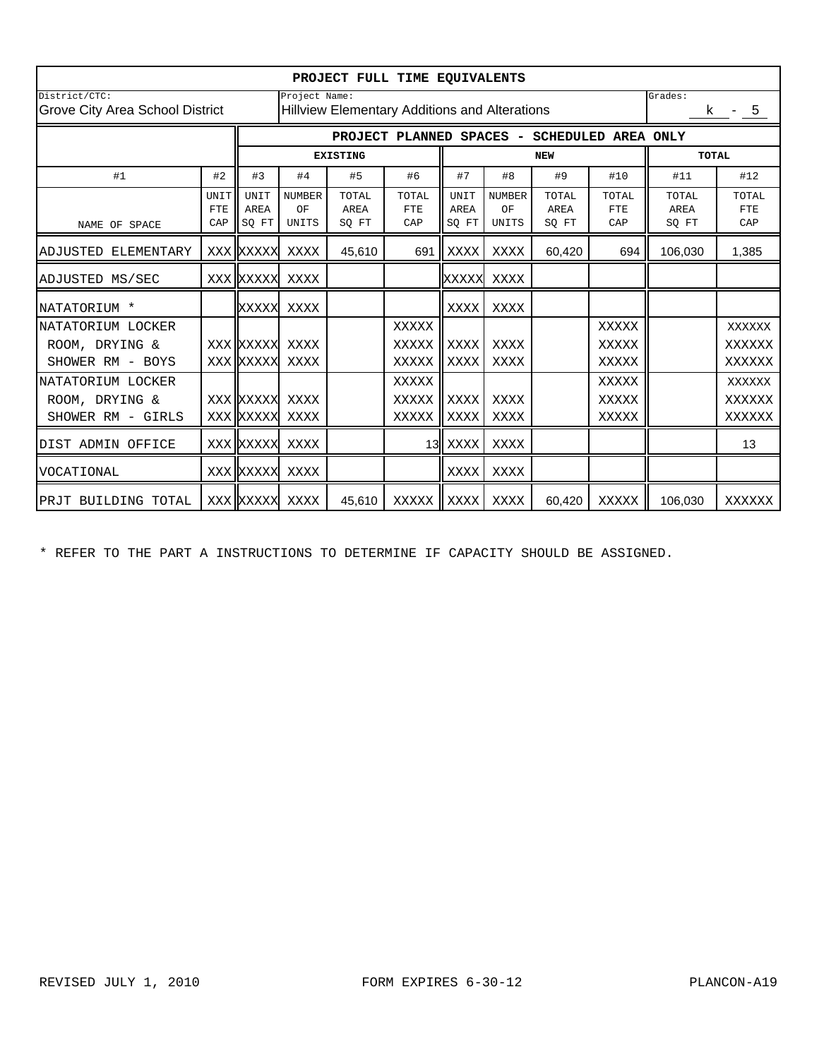# PROJECT FULL TIME EQUIVALENTS

District/CTC: Grove City Area School District

Project Name: Hillview Elementary Additions and Alterations

Grades: k - 5

| | | PROJECT PLANNED SPACES - SCHEDULED AREA ONLY | | | | | | | | | |
|---|---|---|---|---|---|---|---|---|---|---|---|
| | | EXISTING | | | | NEW | | | | TOTAL | |
| #1 | #2 | #3 | #4 | #5 | #6 | #7 | #8 | #9 | #10 | #11 | #12 |
| NAME OF SPACE | UNIT FTE CAP | UNIT AREA SQ FT | NUMBER OF UNITS | TOTAL AREA SQ FT | TOTAL FTE CAP | UNIT AREA SQ FT | NUMBER OF UNITS | TOTAL AREA SQ FT | TOTAL FTE CAP | TOTAL AREA SQ FT | TOTAL FTE CAP |
| ADJUSTED ELEMENTARY | XXX | XXXXX | XXXX | 45,610 | 691 | XXXX | XXXX | 60,420 | 694 | 106,030 | 1,385 |
| ADJUSTED MS/SEC | XXX | XXXXX | XXXX | | | XXXXX | XXXX | | | | |
| NATATORIUM * | | XXXXX | XXXX | | | XXXX | XXXX | | | | |
| NATATORIUM LOCKER | | | | | XXXXX | | | | XXXXX | | XXXXXX |
| ROOM, DRYING & | XXX | XXXXX | XXXX | | XXXXX | XXXX | XXXX | | XXXXX | | XXXXXX |
| SHOWER RM - BOYS | XXX | XXXXX | XXXX | | XXXXX | XXXX | XXXX | | XXXXX | | XXXXXX |
| NATATORIUM LOCKER | | | | | XXXXX | | | | XXXXX | | XXXXXX |
| ROOM, DRYING & | XXX | XXXXX | XXXX | | XXXXX | XXXX | XXXX | | XXXXX | | XXXXXX |
| SHOWER RM - GIRLS | XXX | XXXXX | XXXX | | XXXXX | XXXX | XXXX | | XXXXX | | XXXXXX |
| DIST ADMIN OFFICE | XXX | XXXXX | XXXX | | 13 | XXXX | XXXX | | | | 13 |
| VOCATIONAL | XXX | XXXXX | XXXX | | | XXXX | XXXX | | | | |
| PRJT BUILDING TOTAL | XXX | XXXXX | XXXX | 45,610 | XXXXX | XXXX | XXXX | 60,420 | XXXXX | 106,030 | XXXXXX |

* REFER TO THE PART A INSTRUCTIONS TO DETERMINE IF CAPACITY SHOULD BE ASSIGNED.

REVISED JULY 1, 2010 FORM EXPIRES 6-30-12 PLANCON-A19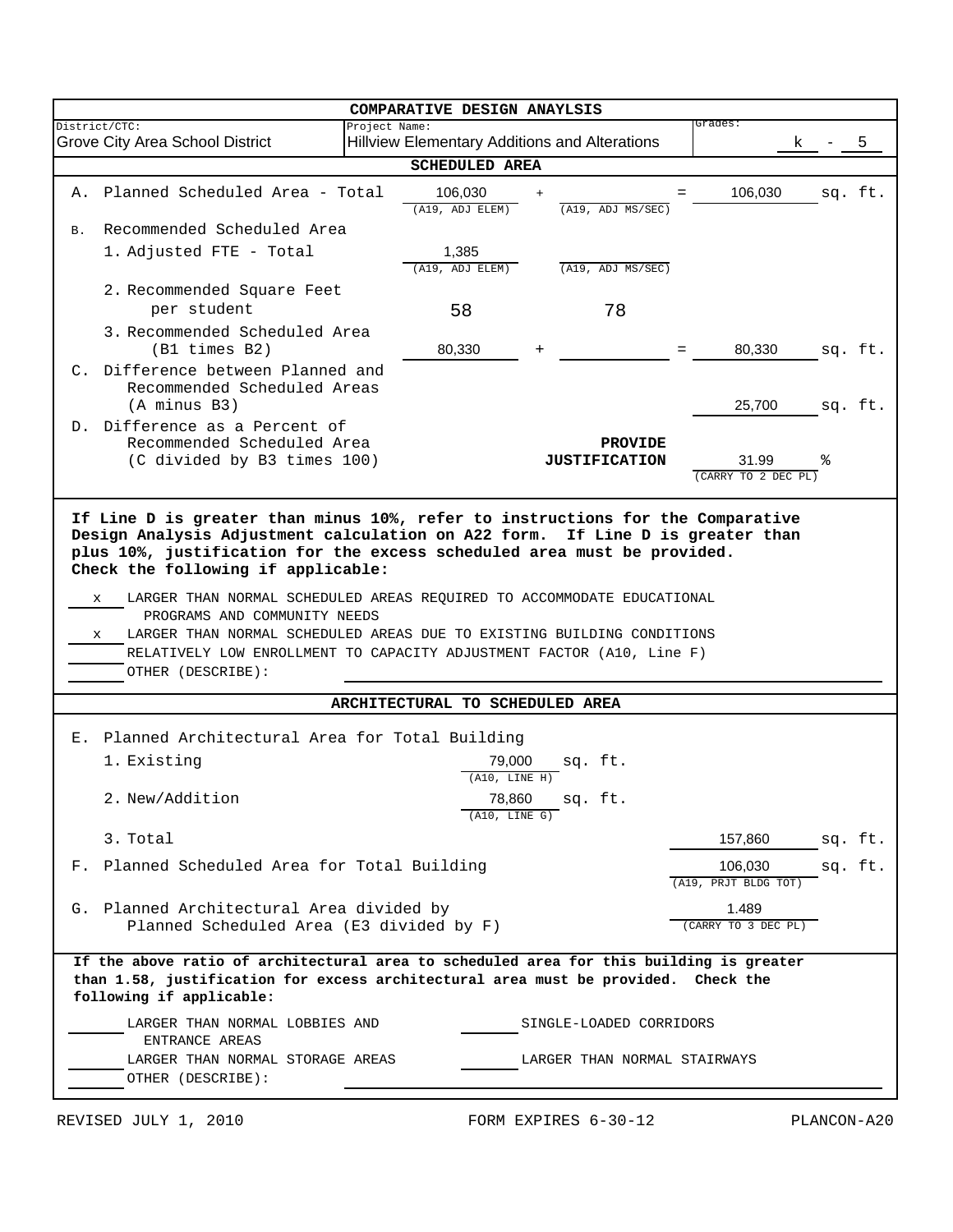# COMPARATIVE DESIGN ANAYLSIS

| District/CTC: | Project Name: | Grades: |
|---|---|---|
| Grove City Area School District | Hillview Elementary Additions and Alterations | k - 5 |

## SCHEDULED AREA

A. Planned Scheduled Area - Total: 106,030 (A19, ADJ ELEM) + ______ (A19, ADJ MS/SEC) = 106,030 sq. ft.

B. Recommended Scheduled Area

1. Adjusted FTE - Total: 1,385 (A19, ADJ ELEM) ______ (A19, ADJ MS/SEC)
2. Recommended Square Feet per student: 58 | 78
3. Recommended Scheduled Area (B1 times B2): 80,330 + ______ = 80,330 sq. ft.

C. Difference between Planned and Recommended Scheduled Areas (A minus B3): 25,700 sq. ft.

D. Difference as a Percent of Recommended Scheduled Area (C divided by B3 times 100) **PROVIDE JUSTIFICATION**: 31.99 % (CARRY TO 2 DEC PL)

**If Line D is greater than minus 10%, refer to instructions for the Comparative Design Analysis Adjustment calculation on A22 form. If Line D is greater than plus 10%, justification for the excess scheduled area must be provided. Check the following if applicable:**

- x LARGER THAN NORMAL SCHEDULED AREAS REQUIRED TO ACCOMMODATE EDUCATIONAL PROGRAMS AND COMMUNITY NEEDS
- x LARGER THAN NORMAL SCHEDULED AREAS DUE TO EXISTING BUILDING CONDITIONS
- ___ RELATIVELY LOW ENROLLMENT TO CAPACITY ADJUSTMENT FACTOR (A10, Line F)
- ___ OTHER (DESCRIBE): ______

## ARCHITECTURAL TO SCHEDULED AREA

E. Planned Architectural Area for Total Building

1. Existing: 79,000 sq. ft. (A10, LINE H)
2. New/Addition: 78,860 sq. ft. (A10, LINE G)
3. Total: 157,860 sq. ft.

F. Planned Scheduled Area for Total Building: 106,030 sq. ft. (A19, PRJT BLDG TOT)

G. Planned Architectural Area divided by Planned Scheduled Area (E3 divided by F): 1.489 (CARRY TO 3 DEC PL)

**If the above ratio of architectural area to scheduled area for this building is greater than 1.58, justification for excess architectural area must be provided. Check the following if applicable:**

- ___ LARGER THAN NORMAL LOBBIES AND ENTRANCE AREAS
- ___ SINGLE-LOADED CORRIDORS
- ___ LARGER THAN NORMAL STORAGE AREAS
- ___ LARGER THAN NORMAL STAIRWAYS
- ___ OTHER (DESCRIBE): ______

REVISED JULY 1, 2010 | FORM EXPIRES 6-30-12 | PLANCON-A20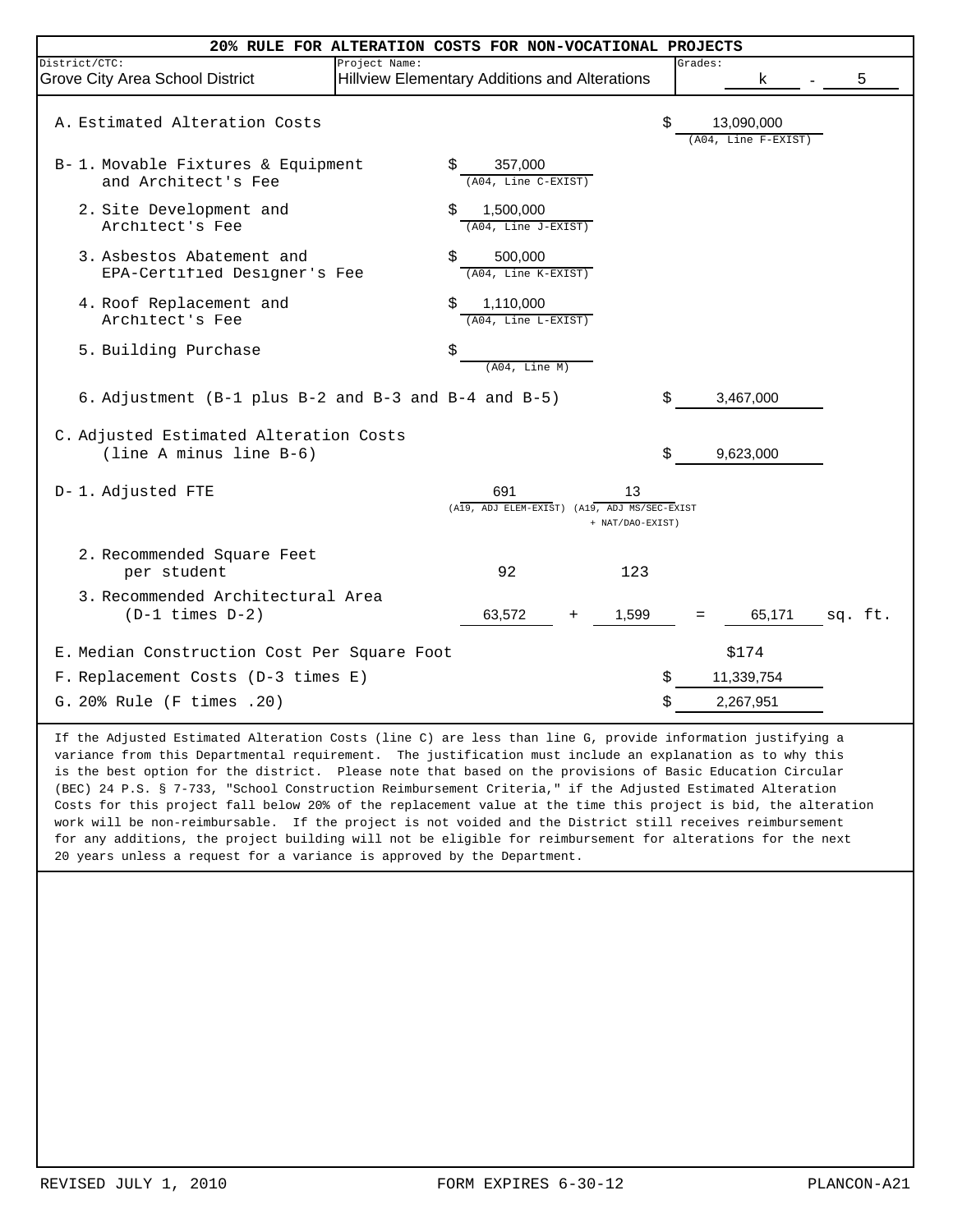# 20% RULE FOR ALTERATION COSTS FOR NON-VOCATIONAL PROJECTS

| District/CTC: | Project Name: | Grades: |
|---|---|---|
| Grove City Area School District | Hillview Elementary Additions and Alterations | k - 5 |

A. Estimated Alteration Costs — $ 13,090,000 (A04, Line F-EXIST)

B- 1. Movable Fixtures & Equipment and Architect's Fee — $ 357,000 (A04, Line C-EXIST)

2. Site Development and Architect's Fee — $ 1,500,000 (A04, Line J-EXIST)

3. Asbestos Abatement and EPA-Certified Designer's Fee — $ 500,000 (A04, Line K-EXIST)

4. Roof Replacement and Architect's Fee — $ 1,110,000 (A04, Line L-EXIST)

5. Building Purchase — $ ______ (A04, Line M)

6. Adjustment (B-1 plus B-2 and B-3 and B-4 and B-5) — $ 3,467,000

C. Adjusted Estimated Alteration Costs (line A minus line B-6) — $ 9,623,000

D- 1. Adjusted FTE — 691 (A19, ADJ ELEM-EXIST) — 13 (A19, ADJ MS/SEC-EXIST + NAT/DAO-EXIST)

2. Recommended Square Feet per student — 92 — 123

3. Recommended Architectural Area (D-1 times D-2) — 63,572 + 1,599 = 65,171 sq. ft.

E. Median Construction Cost Per Square Foot — $174

F. Replacement Costs (D-3 times E) — $ 11,339,754

G. 20% Rule (F times .20) — $ 2,267,951

If the Adjusted Estimated Alteration Costs (line C) are less than line G, provide information justifying a variance from this Departmental requirement. The justification must include an explanation as to why this is the best option for the district. Please note that based on the provisions of Basic Education Circular (BEC) 24 P.S. § 7-733, "School Construction Reimbursement Criteria," if the Adjusted Estimated Alteration Costs for this project fall below 20% of the replacement value at the time this project is bid, the alteration work will be non-reimbursable. If the project is not voided and the District still receives reimbursement for any additions, the project building will not be eligible for reimbursement for alterations for the next 20 years unless a request for a variance is approved by the Department.

REVISED JULY 1, 2010 — FORM EXPIRES 6-30-12 — PLANCON-A21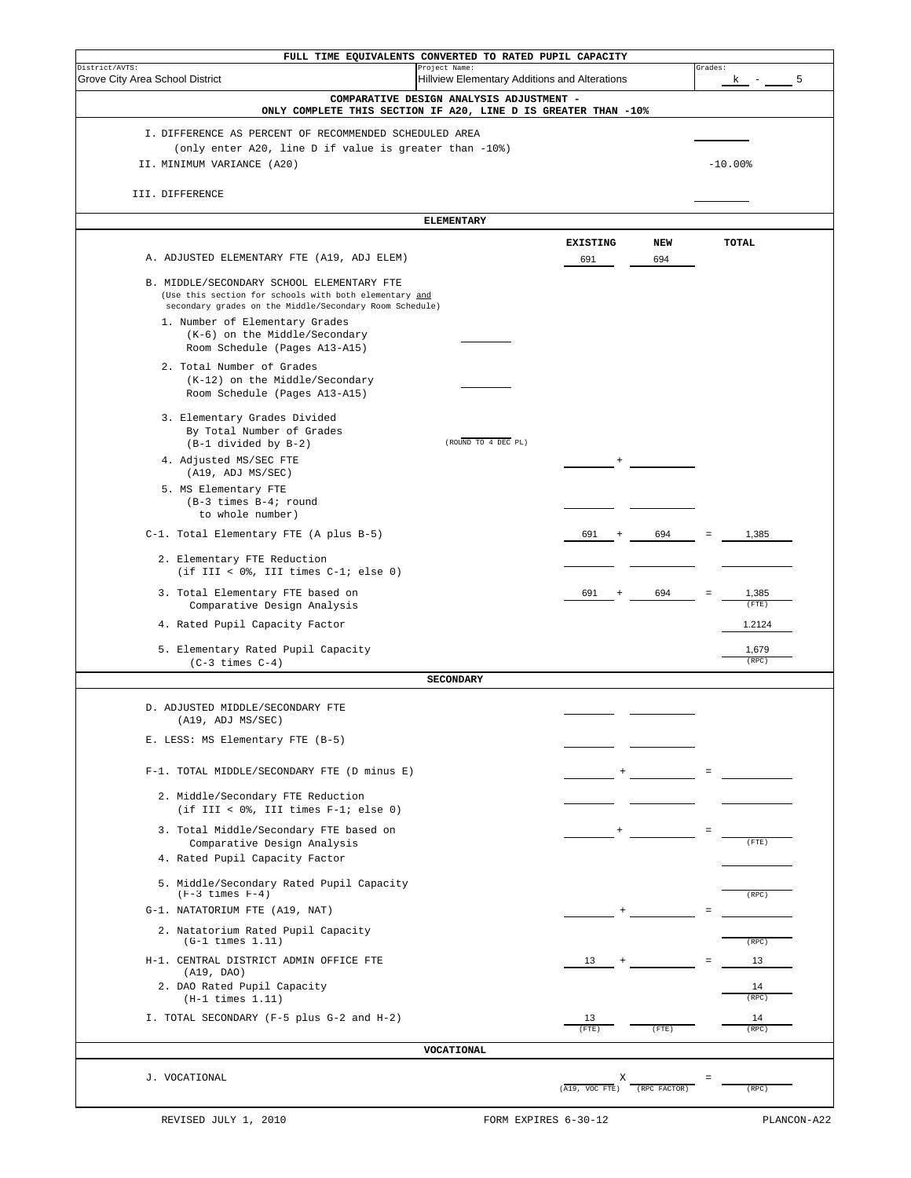# FULL TIME EQUIVALENTS CONVERTED TO RATED PUPIL CAPACITY

| District/AVTS: | Project Name: | Grades: |
|---|---|---|
| Grove City Area School District | Hillview Elementary Additions and Alterations | k - 5 |

## COMPARATIVE DESIGN ANALYSIS ADJUSTMENT - ONLY COMPLETE THIS SECTION IF A20, LINE D IS GREATER THAN -10%

I. DIFFERENCE AS PERCENT OF RECOMMENDED SCHEDULED AREA (only enter A20, line D if value is greater than -10%) ________

II. MINIMUM VARIANCE (A20) -10.00%

III. DIFFERENCE ________

## ELEMENTARY

| | EXISTING | | NEW | | TOTAL |
|---|---|---|---|---|---|
| A. ADJUSTED ELEMENTARY FTE (A19, ADJ ELEM) | 691 | | 694 | | |
| B. MIDDLE/SECONDARY SCHOOL ELEMENTARY FTE (Use this section for schools with both elementary and secondary grades on the Middle/Secondary Room Schedule) | | | | | |
| 1. Number of Elementary Grades (K-6) on the Middle/Secondary Room Schedule (Pages A13-A15) ________ | | | | | |
| 2. Total Number of Grades (K-12) on the Middle/Secondary Room Schedule (Pages A13-A15) ________ | | | | | |
| 3. Elementary Grades Divided By Total Number of Grades (B-1 divided by B-2) ________ (ROUND TO 4 DEC PL) | | | | | |
| 4. Adjusted MS/SEC FTE (A19, ADJ MS/SEC) | | + | | | |
| 5. MS Elementary FTE (B-3 times B-4; round to whole number) | | | | | |
| C-1. Total Elementary FTE (A plus B-5) | 691 | + | 694 | = | 1,385 |
| 2. Elementary FTE Reduction (if III < 0%, III times C-1; else 0) | | | | | |
| 3. Total Elementary FTE based on Comparative Design Analysis | 691 | + | 694 | = | 1,385 (FTE) |
| 4. Rated Pupil Capacity Factor | | | | | 1.2124 |
| 5. Elementary Rated Pupil Capacity (C-3 times C-4) | | | | | 1,679 (RPC) |

## SECONDARY

| | | | | | |
|---|---|---|---|---|---|
| D. ADJUSTED MIDDLE/SECONDARY FTE (A19, ADJ MS/SEC) | | | | | |
| E. LESS: MS Elementary FTE (B-5) | | | | | |
| F-1. TOTAL MIDDLE/SECONDARY FTE (D minus E) | | + | | = | |
| 2. Middle/Secondary FTE Reduction (if III < 0%, III times F-1; else 0) | | | | | |
| 3. Total Middle/Secondary FTE based on Comparative Design Analysis | | + | | = | (FTE) |
| 4. Rated Pupil Capacity Factor | | | | | |
| 5. Middle/Secondary Rated Pupil Capacity (F-3 times F-4) | | | | | (RPC) |
| G-1. NATATORIUM FTE (A19, NAT) | | + | | = | |
| 2. Natatorium Rated Pupil Capacity (G-1 times 1.11) | | | | | (RPC) |
| H-1. CENTRAL DISTRICT ADMIN OFFICE FTE (A19, DAO) | 13 | + | | = | 13 |
| 2. DAO Rated Pupil Capacity (H-1 times 1.11) | | | | | 14 (RPC) |
| I. TOTAL SECONDARY (F-5 plus G-2 and H-2) | 13 (FTE) | | (FTE) | | 14 (RPC) |

## VOCATIONAL

| | | | | | |
|---|---|---|---|---|---|
| J. VOCATIONAL | (A19, VOC FTE) | X | (RPC FACTOR) | = | (RPC) |

REVISED JULY 1, 2010 FORM EXPIRES 6-30-12 PLANCON-A22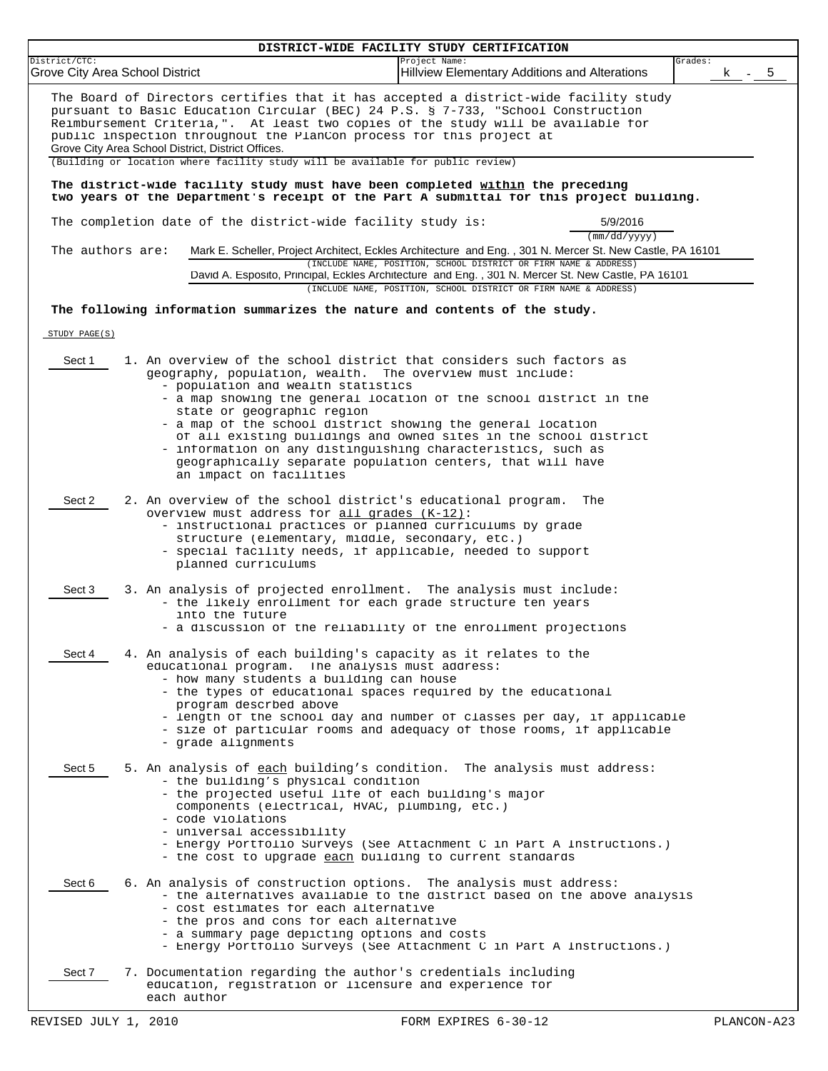# DISTRICT-WIDE FACILITY STUDY CERTIFICATION

| District/CTC: | Project Name: | Grades: |
|---|---|---|
| Grove City Area School District | Hillview Elementary Additions and Alterations | k - 5 |

The Board of Directors certifies that it has accepted a district-wide facility study pursuant to Basic Education Circular (BEC) 24 P.S. § 7-733, "School Construction Reimbursement Criteria,". At least two copies of the study will be available for public inspection throughout the PlanCon process for this project at Grove City Area School District, District Offices.

(Building or location where facility study will be available for public review)

**The district-wide facility study must have been completed within the preceding two years of the Department's receipt of the Part A submittal for this project building.**

The completion date of the district-wide facility study is: 5/9/2016 (mm/dd/yyyy)

The authors are: Mark E. Scheller, Project Architect, Eckles Architecture and Eng. , 301 N. Mercer St. New Castle, PA 16101
(INCLUDE NAME, POSITION, SCHOOL DISTRICT OR FIRM NAME & ADDRESS)

David A. Esposito, Principal, Eckles Architecture and Eng. , 301 N. Mercer St. New Castle, PA 16101
(INCLUDE NAME, POSITION, SCHOOL DISTRICT OR FIRM NAME & ADDRESS)

**The following information summarizes the nature and contents of the study.**

STUDY PAGE(S)

Sect 1 — 1. An overview of the school district that considers such factors as geography, population, wealth. The overview must include:
- population and wealth statistics
- a map showing the general location of the school district in the state or geographic region
- a map of the school district showing the general location of all existing buildings and owned sites in the school district
- information on any distinguishing characteristics, such as geographically separate population centers, that will have an impact on facilities

Sect 2 — 2. An overview of the school district's educational program. The overview must address for all grades (K-12):
- instructional practices or planned curriculums by grade structure (elementary, middle, secondary, etc.)
- special facility needs, if applicable, needed to support planned curriculums

Sect 3 — 3. An analysis of projected enrollment. The analysis must include:
- the likely enrollment for each grade structure ten years into the future
- a discussion of the reliability of the enrollment projections

Sect 4 — 4. An analysis of each building's capacity as it relates to the educational program. The analysis must address:
- how many students a building can house
- the types of educational spaces required by the educational program descrbed above
- length of the school day and number of classes per day, if applicable
- size of particular rooms and adequacy of those rooms, if applicable
- grade alignments

Sect 5 — 5. An analysis of each building's condition. The analysis must address:
- the building's physical condition
- the projected useful life of each building's major components (electrical, HVAC, plumbing, etc.)
- code violations
- universal accessibility
- Energy Portfolio Surveys (See Attachment C in Part A instructions.)
- the cost to upgrade each building to current standards

Sect 6 — 6. An analysis of construction options. The analysis must address:
- the alternatives available to the district based on the above analysis
- cost estimates for each alternative
- the pros and cons for each alternative
- a summary page depicting options and costs
- Energy Portfolio Surveys (See Attachment C in Part A instructions.)

Sect 7 — 7. Documentation regarding the author's credentials including education, registration or licensure and experience for each author

REVISED JULY 1, 2010 FORM EXPIRES 6-30-12 PLANCON-A23